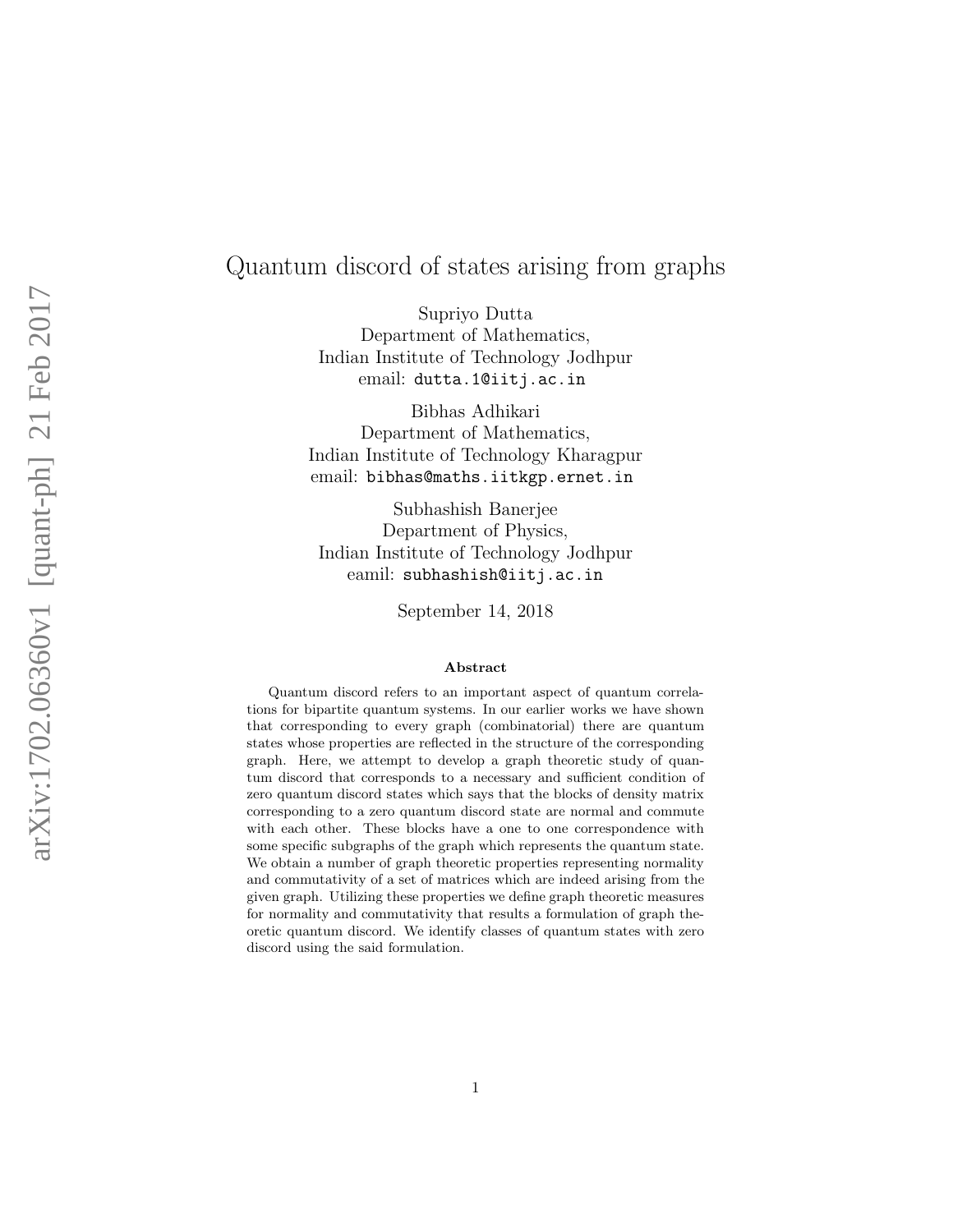# Quantum discord of states arising from graphs

Supriyo Dutta
Department of Mathematics,
Indian Institute of Technology Jodhpur
email: `dutta.1@iitj.ac.in`

Bibhas Adhikari
Department of Mathematics,
Indian Institute of Technology Kharagpur
email: `bibhas@maths.iitkgp.ernet.in`

Subhashish Banerjee
Department of Physics,
Indian Institute of Technology Jodhpur
eamil: `subhashish@iitj.ac.in`

September 14, 2018

**Abstract**

Quantum discord refers to an important aspect of quantum correlations for bipartite quantum systems. In our earlier works we have shown that corresponding to every graph (combinatorial) there are quantum states whose properties are reflected in the structure of the corresponding graph. Here, we attempt to develop a graph theoretic study of quantum discord that corresponds to a necessary and sufficient condition of zero quantum discord states which says that the blocks of density matrix corresponding to a zero quantum discord state are normal and commute with each other. These blocks have a one to one correspondence with some specific subgraphs of the graph which represents the quantum state. We obtain a number of graph theoretic properties representing normality and commutativity of a set of matrices which are indeed arising from the given graph. Utilizing these properties we define graph theoretic measures for normality and commutativity that results a formulation of graph theoretic quantum discord. We identify classes of quantum states with zero discord using the said formulation.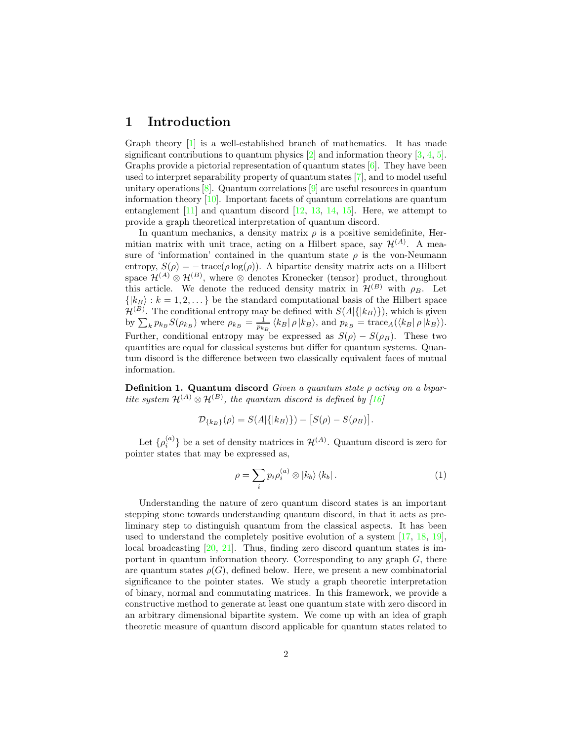# 1 Introduction

Graph theory [1] is a well-established branch of mathematics. It has made significant contributions to quantum physics [2] and information theory [3, 4, 5]. Graphs provide a pictorial representation of quantum states [6]. They have been used to interpret separability property of quantum states [7], and to model useful unitary operations [8]. Quantum correlations [9] are useful resources in quantum information theory [10]. Important facets of quantum correlations are quantum entanglement [11] and quantum discord [12, 13, 14, 15]. Here, we attempt to provide a graph theoretical interpretation of quantum discord.

In quantum mechanics, a density matrix $\rho$ is a positive semidefinite, Hermitian matrix with unit trace, acting on a Hilbert space, say $\mathcal{H}^{(A)}$. A measure of 'information' contained in the quantum state $\rho$ is the von-Neumann entropy, $S(\rho) = -\operatorname{trace}(\rho \log(\rho))$. A bipartite density matrix acts on a Hilbert space $\mathcal{H}^{(A)} \otimes \mathcal{H}^{(B)}$, where $\otimes$ denotes Kronecker (tensor) product, throughout this article. We denote the reduced density matrix in $\mathcal{H}^{(B)}$ with $\rho_B$. Let $\{|k_B\rangle : k = 1, 2, \dots\}$ be the standard computational basis of the Hilbert space $\mathcal{H}^{(B)}$. The conditional entropy may be defined with $S(A|\{|k_B\rangle\})$, which is given by $\sum_k p_{k_B} S(\rho_{k_B})$ where $\rho_{k_B} = \frac{1}{p_{k_B}} \langle k_B| \rho |k_B\rangle$, and $p_{k_B} = \operatorname{trace}_A(\langle k_B| \rho |k_B\rangle)$. Further, conditional entropy may be expressed as $S(\rho) - S(\rho_B)$. These two quantities are equal for classical systems but differ for quantum systems. Quantum discord is the difference between two classically equivalent faces of mutual information.

**Definition 1. Quantum discord** *Given a quantum state $\rho$ acting on a bipartite system $\mathcal{H}^{(A)} \otimes \mathcal{H}^{(B)}$, the quantum discord is defined by [16]*

$$\mathcal{D}_{\{k_B\}}(\rho) = S(A|\{|k_B\rangle\}) - \big[S(\rho) - S(\rho_B)\big].$$

Let $\{\rho_i^{(a)}\}$ be a set of density matrices in $\mathcal{H}^{(A)}$. Quantum discord is zero for pointer states that may be expressed as,

$$\rho = \sum_i p_i \rho_i^{(a)} \otimes |k_b\rangle \langle k_b| \,. \tag{1}$$

Understanding the nature of zero quantum discord states is an important stepping stone towards understanding quantum discord, in that it acts as preliminary step to distinguish quantum from the classical aspects. It has been used to understand the completely positive evolution of a system [17, 18, 19], local broadcasting [20, 21]. Thus, finding zero discord quantum states is important in quantum information theory. Corresponding to any graph $G$, there are quantum states $\rho(G)$, defined below. Here, we present a new combinatorial significance to the pointer states. We study a graph theoretic interpretation of binary, normal and commutating matrices. In this framework, we provide a constructive method to generate at least one quantum state with zero discord in an arbitrary dimensional bipartite system. We come up with an idea of graph theoretic measure of quantum discord applicable for quantum states related to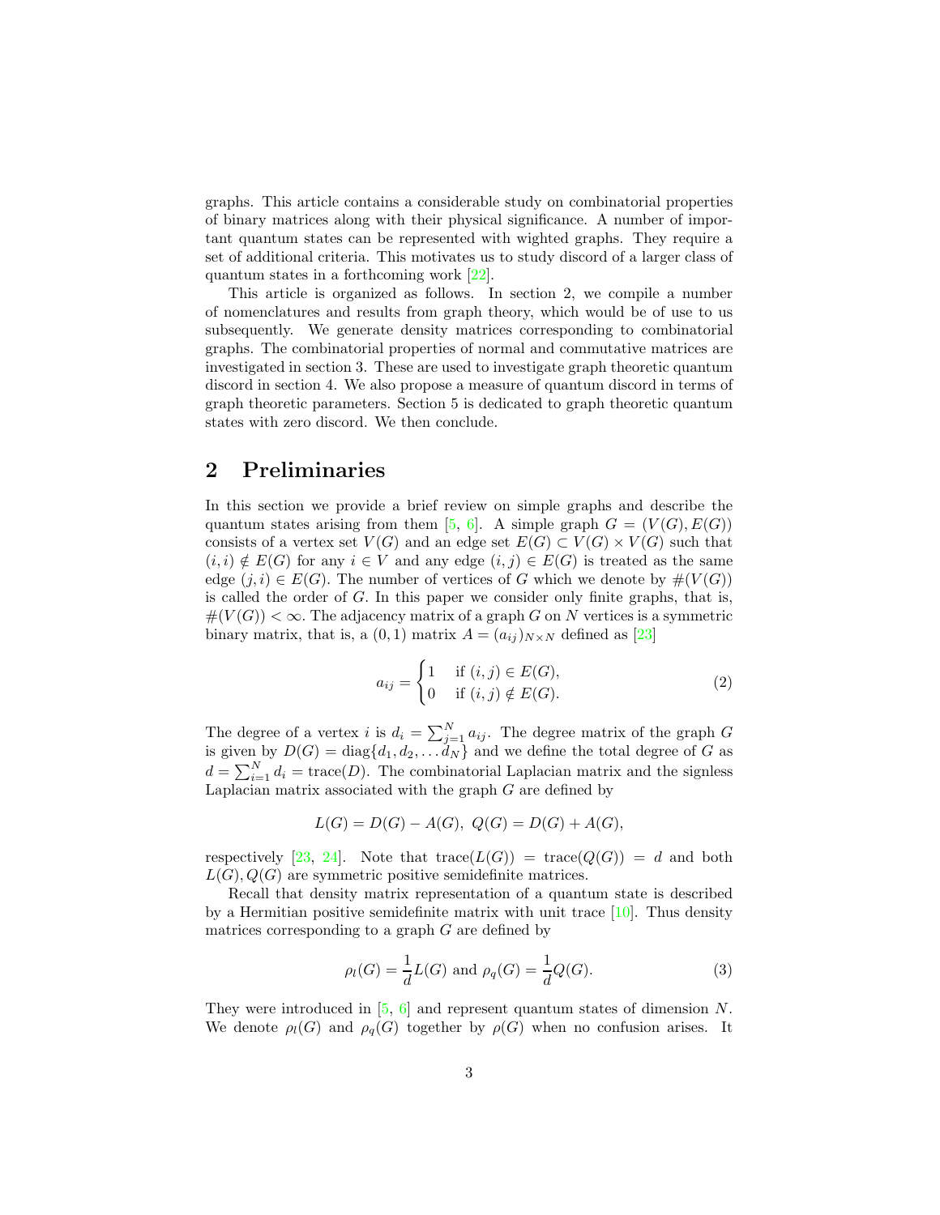graphs. This article contains a considerable study on combinatorial properties of binary matrices along with their physical significance. A number of important quantum states can be represented with wighted graphs. They require a set of additional criteria. This motivates us to study discord of a larger class of quantum states in a forthcoming work [22].

This article is organized as follows. In section 2, we compile a number of nomenclatures and results from graph theory, which would be of use to us subsequently. We generate density matrices corresponding to combinatorial graphs. The combinatorial properties of normal and commutative matrices are investigated in section 3. These are used to investigate graph theoretic quantum discord in section 4. We also propose a measure of quantum discord in terms of graph theoretic parameters. Section 5 is dedicated to graph theoretic quantum states with zero discord. We then conclude.

## 2 Preliminaries

In this section we provide a brief review on simple graphs and describe the quantum states arising from them [5, 6]. A simple graph $G = (V(G), E(G))$ consists of a vertex set $V(G)$ and an edge set $E(G) \subset V(G) \times V(G)$ such that $(i, i) \notin E(G)$ for any $i \in V$ and any edge $(i, j) \in E(G)$ is treated as the same edge $(j, i) \in E(G)$. The number of vertices of $G$ which we denote by $\#(V(G))$ is called the order of $G$. In this paper we consider only finite graphs, that is, $\#(V(G)) < \infty$. The adjacency matrix of a graph $G$ on $N$ vertices is a symmetric binary matrix, that is, a $(0, 1)$ matrix $A = (a_{ij})_{N\times N}$ defined as [23]

$$a_{ij} = \begin{cases} 1 & \text{if } (i, j) \in E(G), \\ 0 & \text{if } (i, j) \notin E(G). \end{cases} \tag{2}$$

The degree of a vertex $i$ is $d_i = \sum_{j=1}^{N} a_{ij}$. The degree matrix of the graph $G$ is given by $D(G) = \text{diag}\{d_1, d_2, \dots d_N\}$ and we define the total degree of $G$ as $d = \sum_{i=1}^{N} d_i = \text{trace}(D)$. The combinatorial Laplacian matrix and the signless Laplacian matrix associated with the graph $G$ are defined by

$$L(G) = D(G) - A(G),\ Q(G) = D(G) + A(G),$$

respectively [23, 24]. Note that $\text{trace}(L(G)) = \text{trace}(Q(G)) = d$ and both $L(G), Q(G)$ are symmetric positive semidefinite matrices.

Recall that density matrix representation of a quantum state is described by a Hermitian positive semidefinite matrix with unit trace [10]. Thus density matrices corresponding to a graph $G$ are defined by

$$\rho_l(G) = \frac{1}{d} L(G) \text{ and } \rho_q(G) = \frac{1}{d} Q(G). \tag{3}$$

They were introduced in [5, 6] and represent quantum states of dimension $N$. We denote $\rho_l(G)$ and $\rho_q(G)$ together by $\rho(G)$ when no confusion arises. It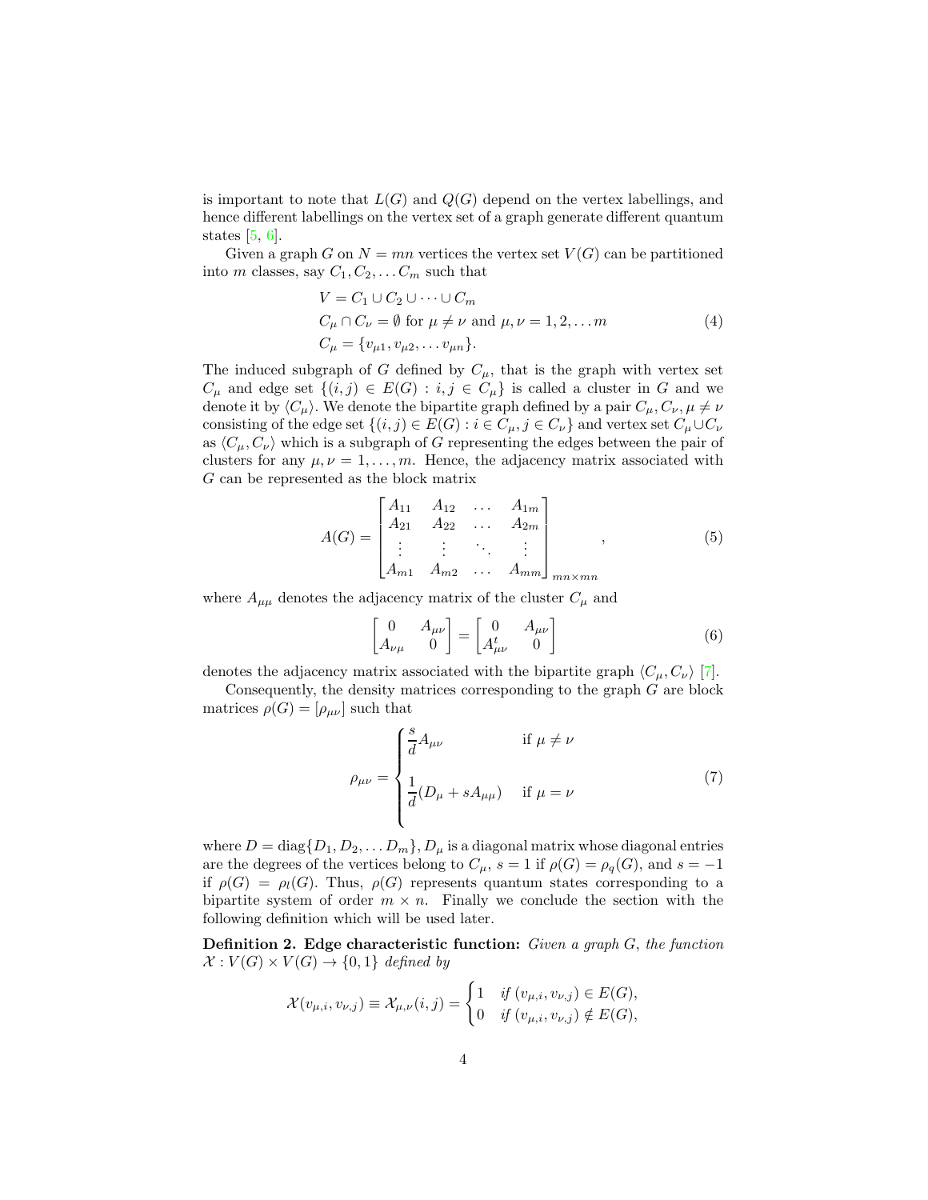is important to note that $L(G)$ and $Q(G)$ depend on the vertex labellings, and hence different labellings on the vertex set of a graph generate different quantum states [5, 6].

Given a graph $G$ on $N = mn$ vertices the vertex set $V(G)$ can be partitioned into $m$ classes, say $C_1, C_2, \ldots C_m$ such that

$$
\begin{aligned}
&V = C_1 \cup C_2 \cup \cdots \cup C_m \\
&C_\mu \cap C_\nu = \emptyset \text{ for } \mu \neq \nu \text{ and } \mu, \nu = 1, 2, \ldots m \\
&C_\mu = \{v_{\mu 1}, v_{\mu 2}, \ldots v_{\mu n}\}.
\end{aligned}
\tag{4}
$$

The induced subgraph of $G$ defined by $C_\mu$, that is the graph with vertex set $C_\mu$ and edge set $\{(i,j) \in E(G) : i, j \in C_\mu\}$ is called a cluster in $G$ and we denote it by $\langle C_\mu \rangle$. We denote the bipartite graph defined by a pair $C_\mu, C_\nu, \mu \neq \nu$ consisting of the edge set $\{(i,j) \in E(G) : i \in C_\mu, j \in C_\nu\}$ and vertex set $C_\mu \cup C_\nu$ as $\langle C_\mu, C_\nu \rangle$ which is a subgraph of $G$ representing the edges between the pair of clusters for any $\mu, \nu = 1, \ldots, m$. Hence, the adjacency matrix associated with $G$ can be represented as the block matrix

$$
A(G) = \begin{bmatrix} A_{11} & A_{12} & \ldots & A_{1m} \\ A_{21} & A_{22} & \ldots & A_{2m} \\ \vdots & \vdots & \ddots & \vdots \\ A_{m1} & A_{m2} & \ldots & A_{mm} \end{bmatrix}_{mn \times mn}, \tag{5}
$$

where $A_{\mu\mu}$ denotes the adjacency matrix of the cluster $C_\mu$ and

$$
\begin{bmatrix} 0 & A_{\mu\nu} \\ A_{\nu\mu} & 0 \end{bmatrix} = \begin{bmatrix} 0 & A_{\mu\nu} \\ A_{\mu\nu}^t & 0 \end{bmatrix} \tag{6}
$$

denotes the adjacency matrix associated with the bipartite graph $\langle C_\mu, C_\nu \rangle$ [7].

Consequently, the density matrices corresponding to the graph $G$ are block matrices $\rho(G) = [\rho_{\mu\nu}]$ such that

$$
\rho_{\mu\nu} = \begin{cases} \dfrac{s}{d} A_{\mu\nu} & \text{if } \mu \neq \nu \\[2ex] \dfrac{1}{d}(D_\mu + s A_{\mu\mu}) & \text{if } \mu = \nu \end{cases} \tag{7}
$$

where $D = \text{diag}\{D_1, D_2, \ldots D_m\}$, $D_\mu$ is a diagonal matrix whose diagonal entries are the degrees of the vertices belong to $C_\mu$, $s = 1$ if $\rho(G) = \rho_q(G)$, and $s = -1$ if $\rho(G) = \rho_l(G)$. Thus, $\rho(G)$ represents quantum states corresponding to a bipartite system of order $m \times n$. Finally we conclude the section with the following definition which will be used later.

**Definition 2. Edge characteristic function:** *Given a graph $G$, the function $\mathcal{X} : V(G) \times V(G) \to \{0, 1\}$ defined by*

$$
\mathcal{X}(v_{\mu,i}, v_{\nu,j}) \equiv \mathcal{X}_{\mu,\nu}(i,j) = \begin{cases} 1 & \text{if } (v_{\mu,i}, v_{\nu,j}) \in E(G), \\ 0 & \text{if } (v_{\mu,i}, v_{\nu,j}) \notin E(G), \end{cases}
$$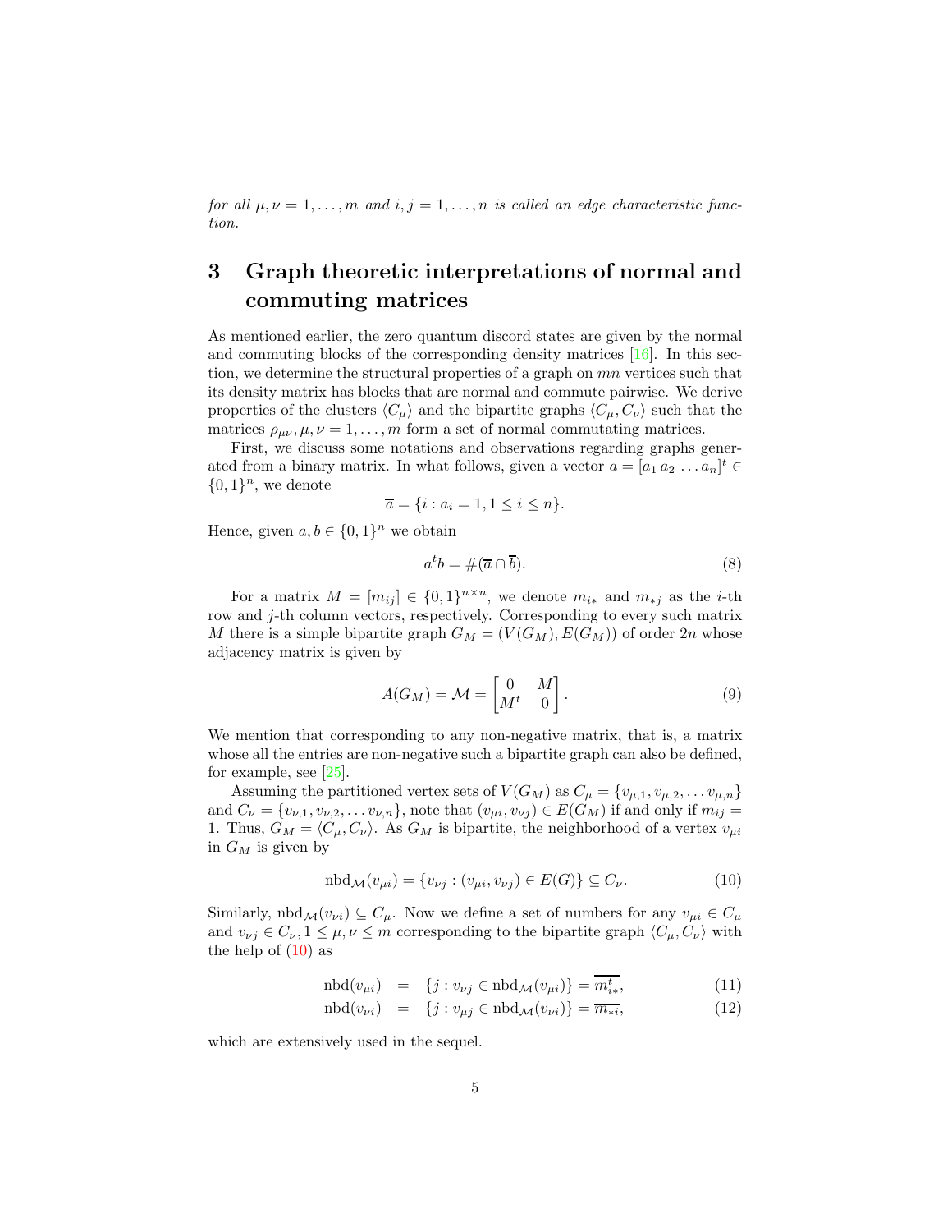*for all $\mu, \nu = 1, \ldots, m$ and $i, j = 1, \ldots, n$ is called an edge characteristic function.*

## 3 Graph theoretic interpretations of normal and commuting matrices

As mentioned earlier, the zero quantum discord states are given by the normal and commuting blocks of the corresponding density matrices [16]. In this section, we determine the structural properties of a graph on $mn$ vertices such that its density matrix has blocks that are normal and commute pairwise. We derive properties of the clusters $\langle C_\mu \rangle$ and the bipartite graphs $\langle C_\mu, C_\nu \rangle$ such that the matrices $\rho_{\mu\nu}, \mu, \nu = 1, \ldots, m$ form a set of normal commuting matrices.

First, we discuss some notations and observations regarding graphs generated from a binary matrix. In what follows, given a vector $a = [a_1\, a_2\, \ldots a_n]^t \in \{0, 1\}^n$, we denote

$$\overline{a} = \{i : a_i = 1, 1 \leq i \leq n\}.$$

Hence, given $a, b \in \{0, 1\}^n$ we obtain

$$a^t b = \#(\overline{a} \cap \overline{b}). \tag{8}$$

For a matrix $M = [m_{ij}] \in \{0, 1\}^{n \times n}$, we denote $m_{i*}$ and $m_{*j}$ as the $i$-th row and $j$-th column vectors, respectively. Corresponding to every such matrix $M$ there is a simple bipartite graph $G_M = (V(G_M), E(G_M))$ of order $2n$ whose adjacency matrix is given by

$$A(G_M) = \mathcal{M} = \begin{bmatrix} 0 & M \\ M^t & 0 \end{bmatrix}. \tag{9}$$

We mention that corresponding to any non-negative matrix, that is, a matrix whose all the entries are non-negative such a bipartite graph can also be defined, for example, see [25].

Assuming the partitioned vertex sets of $V(G_M)$ as $C_\mu = \{v_{\mu,1}, v_{\mu,2}, \ldots v_{\mu,n}\}$ and $C_\nu = \{v_{\nu,1}, v_{\nu,2}, \ldots v_{\nu,n}\}$, note that $(v_{\mu i}, v_{\nu j}) \in E(G_M)$ if and only if $m_{ij} = 1$. Thus, $G_M = \langle C_\mu, C_\nu \rangle$. As $G_M$ is bipartite, the neighborhood of a vertex $v_{\mu i}$ in $G_M$ is given by

$$\text{nbd}_{\mathcal{M}}(v_{\mu i}) = \{v_{\nu j} : (v_{\mu i}, v_{\nu j}) \in E(G)\} \subseteq C_\nu. \tag{10}$$

Similarly, $\text{nbd}_{\mathcal{M}}(v_{\nu i}) \subseteq C_\mu$. Now we define a set of numbers for any $v_{\mu i} \in C_\mu$ and $v_{\nu j} \in C_\nu, 1 \leq \mu, \nu \leq m$ corresponding to the bipartite graph $\langle C_\mu, C_\nu \rangle$ with the help of (10) as

$$\text{nbd}(v_{\mu i}) = \{j : v_{\nu j} \in \text{nbd}_{\mathcal{M}}(v_{\mu i})\} = \overline{m_{i*}^t}, \tag{11}$$

$$\text{nbd}(v_{\nu i}) = \{j : v_{\mu j} \in \text{nbd}_{\mathcal{M}}(v_{\nu i})\} = \overline{m_{*i}}, \tag{12}$$

which are extensively used in the sequel.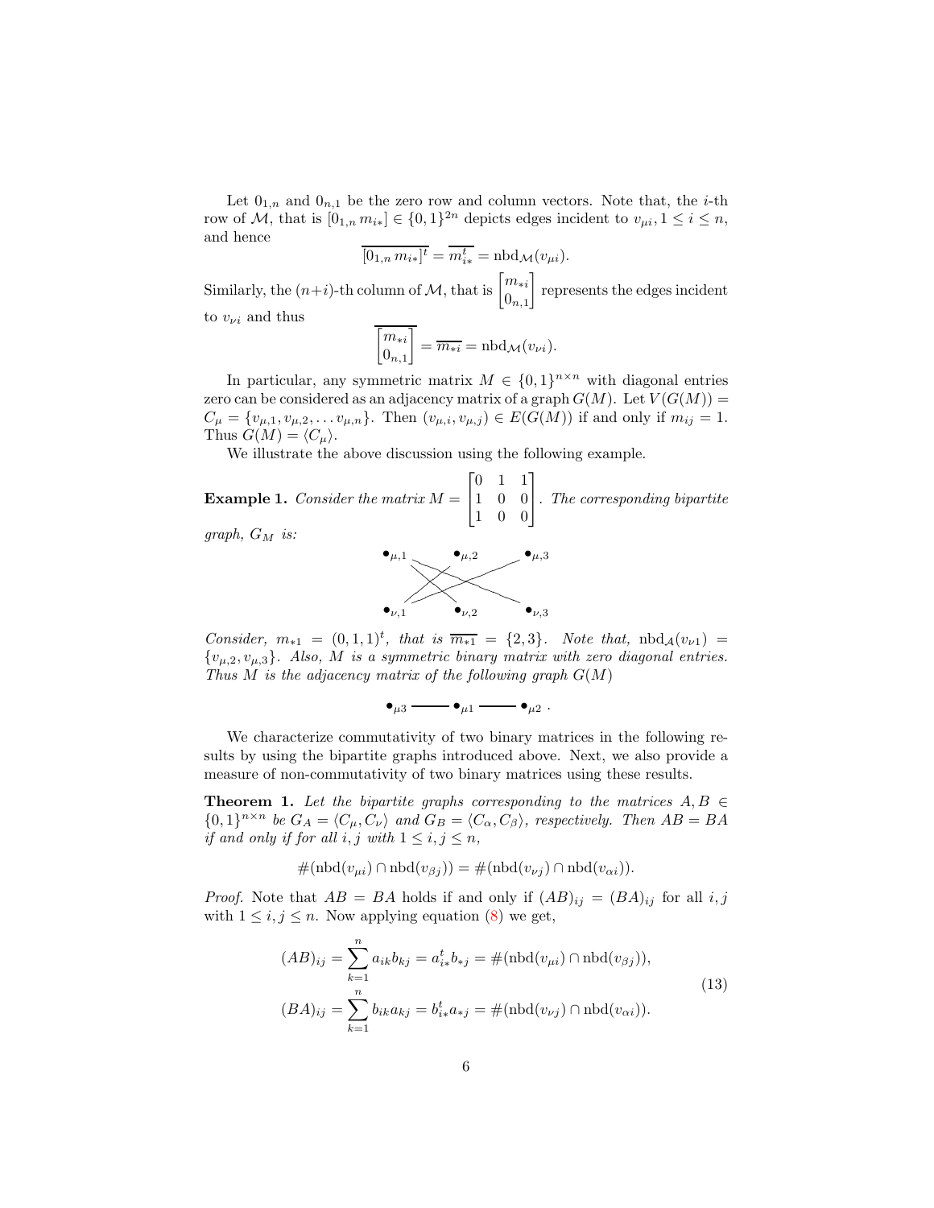Let $0_{1,n}$ and $0_{n,1}$ be the zero row and column vectors. Note that, the $i$-th row of $\mathcal{M}$, that is $[0_{1,n}\, m_{i*}] \in \{0,1\}^{2n}$ depicts edges incident to $v_{\mu i}, 1 \leq i \leq n$, and hence

$$\overline{[0_{1,n}\, m_{i*}]^t} = \overline{m_{i*}^t} = \text{nbd}_{\mathcal{M}}(v_{\mu i}).$$

Similarly, the $(n+i)$-th column of $\mathcal{M}$, that is $\begin{bmatrix} m_{*i} \\ 0_{n,1} \end{bmatrix}$ represents the edges incident to $v_{\nu i}$ and thus

$$\overline{\begin{bmatrix} m_{*i} \\ 0_{n,1} \end{bmatrix}} = \overline{m_{*i}} = \text{nbd}_{\mathcal{M}}(v_{\nu i}).$$

In particular, any symmetric matrix $M \in \{0,1\}^{n \times n}$ with diagonal entries zero can be considered as an adjacency matrix of a graph $G(M)$. Let $V(G(M)) = C_\mu = \{v_{\mu,1}, v_{\mu,2}, \ldots v_{\mu,n}\}$. Then $(v_{\mu,i}, v_{\mu,j}) \in E(G(M))$ if and only if $m_{ij} = 1$. Thus $G(M) = \langle C_\mu \rangle$.

We illustrate the above discussion using the following example.

**Example 1.** *Consider the matrix* $M = \begin{bmatrix} 0 & 1 & 1 \\ 1 & 0 & 0 \\ 1 & 0 & 0 \end{bmatrix}$. *The corresponding bipartite graph,* $G_M$ *is:*

$\bullet_{\mu,1}$ $\bullet_{\mu,2}$ $\bullet_{\mu,3}$

$\bullet_{\nu,1}$ $\bullet_{\nu,2}$ $\bullet_{\nu,3}$

*Consider,* $m_{*1} = (0,1,1)^t$, *that is* $\overline{m_{*1}} = \{2,3\}$. *Note that,* $\text{nbd}_{\mathcal{A}}(v_{\nu 1}) = \{v_{\mu,2}, v_{\mu,3}\}$. *Also,* $M$ *is a symmetric binary matrix with zero diagonal entries. Thus* $M$ *is the adjacency matrix of the following graph* $G(M)$

$$\bullet_{\mu 3} \text{———} \bullet_{\mu 1} \text{———} \bullet_{\mu 2}\ .$$

We characterize commutativity of two binary matrices in the following results by using the bipartite graphs introduced above. Next, we also provide a measure of non-commutativity of two binary matrices using these results.

**Theorem 1.** *Let the bipartite graphs corresponding to the matrices* $A, B \in \{0,1\}^{n \times n}$ *be* $G_A = \langle C_\mu, C_\nu \rangle$ *and* $G_B = \langle C_\alpha, C_\beta \rangle$, *respectively. Then* $AB = BA$ *if and only if for all* $i, j$ *with* $1 \leq i, j \leq n$,

$$\#(\text{nbd}(v_{\mu i}) \cap \text{nbd}(v_{\beta j})) = \#(\text{nbd}(v_{\nu j}) \cap \text{nbd}(v_{\alpha i})).$$

*Proof.* Note that $AB = BA$ holds if and only if $(AB)_{ij} = (BA)_{ij}$ for all $i, j$ with $1 \leq i, j \leq n$. Now applying equation (8) we get,

$$\begin{aligned} (AB)_{ij} &= \sum_{k=1}^{n} a_{ik} b_{kj} = a_{i*}^t b_{*j} = \#(\text{nbd}(v_{\mu i}) \cap \text{nbd}(v_{\beta j})), \\ (BA)_{ij} &= \sum_{k=1}^{n} b_{ik} a_{kj} = b_{i*}^t a_{*j} = \#(\text{nbd}(v_{\nu j}) \cap \text{nbd}(v_{\alpha i})). \end{aligned} \tag{13}$$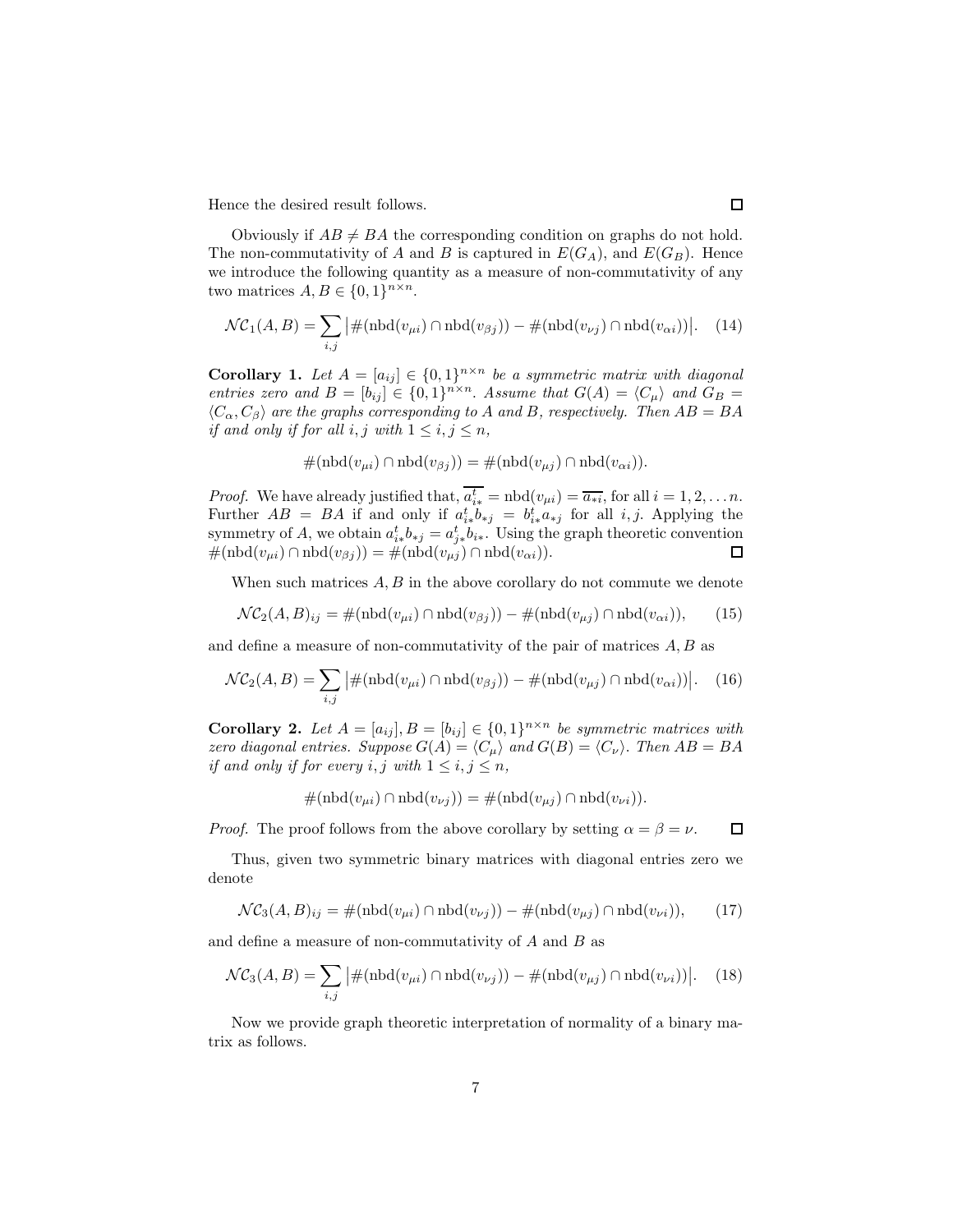Hence the desired result follows. $\square$

Obviously if $AB \neq BA$ the corresponding condition on graphs do not hold. The non-commutativity of $A$ and $B$ is captured in $E(G_A)$, and $E(G_B)$. Hence we introduce the following quantity as a measure of non-commutativity of any two matrices $A, B \in \{0,1\}^{n\times n}$.

$$\mathcal{NC}_1(A, B) = \sum_{i,j} \left|\#(\text{nbd}(v_{\mu i}) \cap \text{nbd}(v_{\beta j})) - \#(\text{nbd}(v_{\nu j}) \cap \text{nbd}(v_{\alpha i}))\right|. \quad (14)$$

**Corollary 1.** *Let $A = [a_{ij}] \in \{0,1\}^{n\times n}$ be a symmetric matrix with diagonal entries zero and $B = [b_{ij}] \in \{0,1\}^{n\times n}$. Assume that $G(A) = \langle C_\mu \rangle$ and $G_B = \langle C_\alpha, C_\beta \rangle$ are the graphs corresponding to $A$ and $B$, respectively. Then $AB = BA$ if and only if for all $i, j$ with $1 \leq i, j \leq n$,*

$$\#(\text{nbd}(v_{\mu i}) \cap \text{nbd}(v_{\beta j})) = \#(\text{nbd}(v_{\mu j}) \cap \text{nbd}(v_{\alpha i})).$$

*Proof.* We have already justified that, $\overline{a_{i*}^t} = \text{nbd}(v_{\mu i}) = \overline{a_{*i}}$, for all $i = 1, 2, \ldots n$. Further $AB = BA$ if and only if $a_{i*}^t b_{*j} = b_{i*}^t a_{*j}$ for all $i, j$. Applying the symmetry of $A$, we obtain $a_{i*}^t b_{*j} = a_{j*}^t b_{i*}$. Using the graph theoretic convention $\#(\text{nbd}(v_{\mu i}) \cap \text{nbd}(v_{\beta j})) = \#(\text{nbd}(v_{\mu j}) \cap \text{nbd}(v_{\alpha i}))$. $\square$

When such matrices $A, B$ in the above corollary do not commute we denote

$$\mathcal{NC}_2(A, B)_{ij} = \#(\text{nbd}(v_{\mu i}) \cap \text{nbd}(v_{\beta j})) - \#(\text{nbd}(v_{\mu j}) \cap \text{nbd}(v_{\alpha i})), \quad (15)$$

and define a measure of non-commutativity of the pair of matrices $A, B$ as

$$\mathcal{NC}_2(A, B) = \sum_{i,j} \left|\#(\text{nbd}(v_{\mu i}) \cap \text{nbd}(v_{\beta j})) - \#(\text{nbd}(v_{\mu j}) \cap \text{nbd}(v_{\alpha i}))\right|. \quad (16)$$

**Corollary 2.** *Let $A = [a_{ij}], B = [b_{ij}] \in \{0,1\}^{n\times n}$ be symmetric matrices with zero diagonal entries. Suppose $G(A) = \langle C_\mu \rangle$ and $G(B) = \langle C_\nu \rangle$. Then $AB = BA$ if and only if for every $i, j$ with $1 \leq i, j \leq n$,*

$$\#(\text{nbd}(v_{\mu i}) \cap \text{nbd}(v_{\nu j})) = \#(\text{nbd}(v_{\mu j}) \cap \text{nbd}(v_{\nu i})).$$

*Proof.* The proof follows from the above corollary by setting $\alpha = \beta = \nu$. $\square$

Thus, given two symmetric binary matrices with diagonal entries zero we denote

$$\mathcal{NC}_3(A, B)_{ij} = \#(\text{nbd}(v_{\mu i}) \cap \text{nbd}(v_{\nu j})) - \#(\text{nbd}(v_{\mu j}) \cap \text{nbd}(v_{\nu i})), \quad (17)$$

and define a measure of non-commutativity of $A$ and $B$ as

$$\mathcal{NC}_3(A, B) = \sum_{i,j} \left|\#(\text{nbd}(v_{\mu i}) \cap \text{nbd}(v_{\nu j})) - \#(\text{nbd}(v_{\mu j}) \cap \text{nbd}(v_{\nu i}))\right|. \quad (18)$$

Now we provide graph theoretic interpretation of normality of a binary matrix as follows.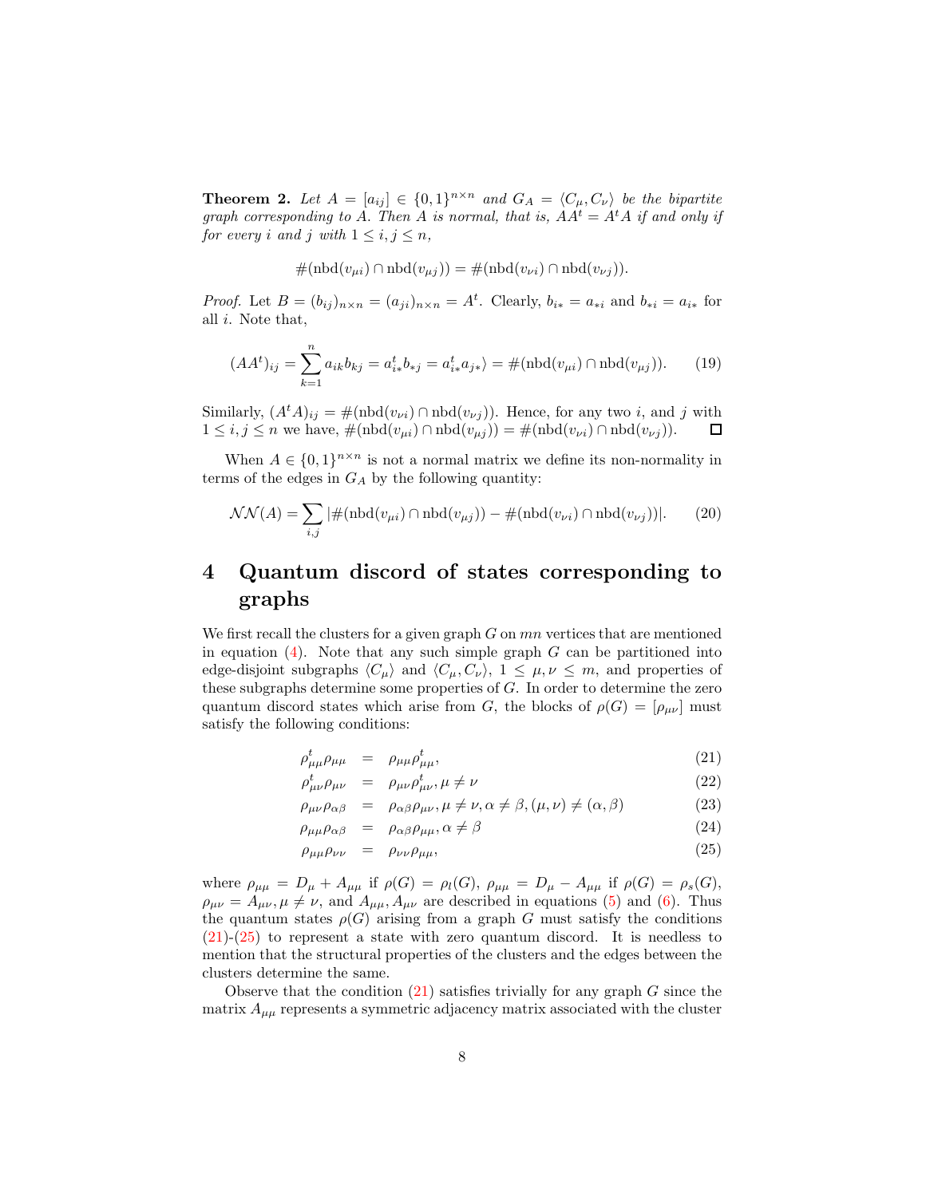**Theorem 2.** *Let $A = [a_{ij}] \in \{0,1\}^{n\times n}$ and $G_A = \langle C_\mu, C_\nu\rangle$ be the bipartite graph corresponding to $A$. Then $A$ is normal, that is, $AA^t = A^tA$ if and only if for every $i$ and $j$ with $1 \leq i,j \leq n$,*

$$\#(\text{nbd}(v_{\mu i}) \cap \text{nbd}(v_{\mu j})) = \#(\text{nbd}(v_{\nu i}) \cap \text{nbd}(v_{\nu j})).$$

*Proof.* Let $B = (b_{ij})_{n\times n} = (a_{ji})_{n\times n} = A^t$. Clearly, $b_{i*} = a_{*i}$ and $b_{*i} = a_{i*}$ for all $i$. Note that,

$$(AA^t)_{ij} = \sum_{k=1}^{n} a_{ik}b_{kj} = a^t_{i*}b_{*j} = a^t_{i*}a_{j*}\rangle = \#(\text{nbd}(v_{\mu i}) \cap \text{nbd}(v_{\mu j})). \tag{19}$$

Similarly, $(A^tA)_{ij} = \#(\text{nbd}(v_{\nu i}) \cap \text{nbd}(v_{\nu j}))$. Hence, for any two $i$, and $j$ with $1 \leq i,j \leq n$ we have, $\#(\text{nbd}(v_{\mu i}) \cap \text{nbd}(v_{\mu j})) = \#(\text{nbd}(v_{\nu i}) \cap \text{nbd}(v_{\nu j}))$. $\square$

When $A \in \{0,1\}^{n\times n}$ is not a normal matrix we define its non-normality in terms of the edges in $G_A$ by the following quantity:

$$\mathcal{NN}(A) = \sum_{i,j} |\#(\text{nbd}(v_{\mu i}) \cap \text{nbd}(v_{\mu j})) - \#(\text{nbd}(v_{\nu i}) \cap \text{nbd}(v_{\nu j}))|. \tag{20}$$

# 4 Quantum discord of states corresponding to graphs

We first recall the clusters for a given graph $G$ on $mn$ vertices that are mentioned in equation (4). Note that any such simple graph $G$ can be partitioned into edge-disjoint subgraphs $\langle C_\mu\rangle$ and $\langle C_\mu, C_\nu\rangle$, $1 \leq \mu,\nu \leq m$, and properties of these subgraphs determine some properties of $G$. In order to determine the zero quantum discord states which arise from $G$, the blocks of $\rho(G) = [\rho_{\mu\nu}]$ must satisfy the following conditions:

$$\rho^t_{\mu\mu}\rho_{\mu\mu} = \rho_{\mu\mu}\rho^t_{\mu\mu}, \tag{21}$$

$$\rho^t_{\mu\nu}\rho_{\mu\nu} = \rho_{\mu\nu}\rho^t_{\mu\nu}, \mu \neq \nu \tag{22}$$

$$\rho_{\mu\nu}\rho_{\alpha\beta} = \rho_{\alpha\beta}\rho_{\mu\nu}, \mu \neq \nu, \alpha \neq \beta, (\mu,\nu) \neq (\alpha,\beta) \tag{23}$$

$$\rho_{\mu\mu}\rho_{\alpha\beta} = \rho_{\alpha\beta}\rho_{\mu\mu}, \alpha \neq \beta \tag{24}$$

$$\rho_{\mu\mu}\rho_{\nu\nu} = \rho_{\nu\nu}\rho_{\mu\mu}, \tag{25}$$

where $\rho_{\mu\mu} = D_\mu + A_{\mu\mu}$ if $\rho(G) = \rho_l(G)$, $\rho_{\mu\mu} = D_\mu - A_{\mu\mu}$ if $\rho(G) = \rho_s(G)$, $\rho_{\mu\nu} = A_{\mu\nu}, \mu \neq \nu$, and $A_{\mu\mu}, A_{\mu\nu}$ are described in equations (5) and (6). Thus the quantum states $\rho(G)$ arising from a graph $G$ must satisfy the conditions (21)-(25) to represent a state with zero quantum discord. It is needless to mention that the structural properties of the clusters and the edges between the clusters determine the same.

Observe that the condition (21) satisfies trivially for any graph $G$ since the matrix $A_{\mu\mu}$ represents a symmetric adjacency matrix associated with the cluster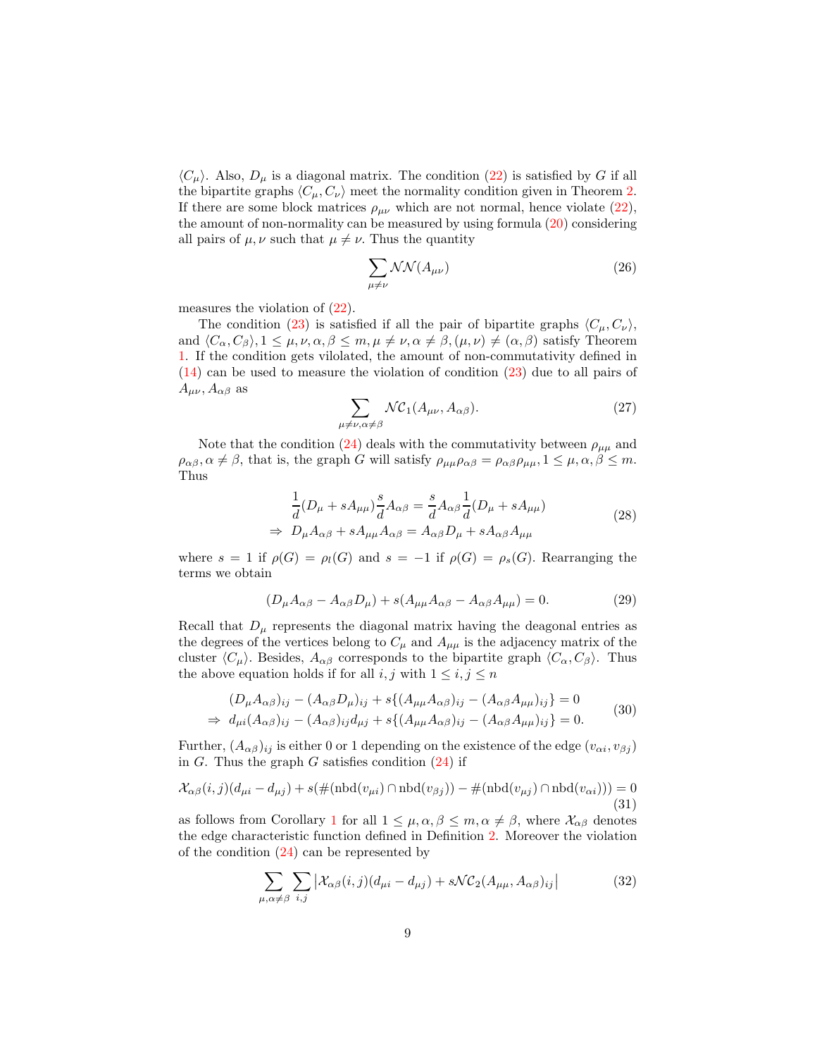$\langle C_\mu \rangle$. Also, $D_\mu$ is a diagonal matrix. The condition (22) is satisfied by $G$ if all the bipartite graphs $\langle C_\mu, C_\nu \rangle$ meet the normality condition given in Theorem 2. If there are some block matrices $\rho_{\mu\nu}$ which are not normal, hence violate (22), the amount of non-normality can be measured by using formula (20) considering all pairs of $\mu, \nu$ such that $\mu \neq \nu$. Thus the quantity

$$\sum_{\mu \neq \nu} \mathcal{NN}(A_{\mu\nu}) \tag{26}$$

measures the violation of (22).

The condition (23) is satisfied if all the pair of bipartite graphs $\langle C_\mu, C_\nu \rangle$, and $\langle C_\alpha, C_\beta \rangle, 1 \leq \mu, \nu, \alpha, \beta \leq m, \mu \neq \nu, \alpha \neq \beta, (\mu, \nu) \neq (\alpha, \beta)$ satisfy Theorem 1. If the condition gets vilolated, the amount of non-commutativity defined in (14) can be used to measure the violation of condition (23) due to all pairs of $A_{\mu\nu}, A_{\alpha\beta}$ as

$$\sum_{\mu \neq \nu, \alpha \neq \beta} \mathcal{NC}_1(A_{\mu\nu}, A_{\alpha\beta}). \tag{27}$$

Note that the condition (24) deals with the commutativity between $\rho_{\mu\mu}$ and $\rho_{\alpha\beta}, \alpha \neq \beta$, that is, the graph $G$ will satisfy $\rho_{\mu\mu}\rho_{\alpha\beta} = \rho_{\alpha\beta}\rho_{\mu\mu}, 1 \leq \mu, \alpha, \beta \leq m$. Thus

$$\begin{aligned} &\frac{1}{d}(D_\mu + sA_{\mu\mu})\frac{s}{d}A_{\alpha\beta} = \frac{s}{d}A_{\alpha\beta}\frac{1}{d}(D_\mu + sA_{\mu\mu}) \\ \Rightarrow\ & D_\mu A_{\alpha\beta} + sA_{\mu\mu}A_{\alpha\beta} = A_{\alpha\beta}D_\mu + sA_{\alpha\beta}A_{\mu\mu} \end{aligned} \tag{28}$$

where $s = 1$ if $\rho(G) = \rho_l(G)$ and $s = -1$ if $\rho(G) = \rho_s(G)$. Rearranging the terms we obtain

$$(D_\mu A_{\alpha\beta} - A_{\alpha\beta}D_\mu) + s(A_{\mu\mu}A_{\alpha\beta} - A_{\alpha\beta}A_{\mu\mu}) = 0. \tag{29}$$

Recall that $D_\mu$ represents the diagonal matrix having the deagonal entries as the degrees of the vertices belong to $C_\mu$ and $A_{\mu\mu}$ is the adjacency matrix of the cluster $\langle C_\mu \rangle$. Besides, $A_{\alpha\beta}$ corresponds to the bipartite graph $\langle C_\alpha, C_\beta \rangle$. Thus the above equation holds if for all $i, j$ with $1 \leq i, j \leq n$

$$\begin{aligned} &(D_\mu A_{\alpha\beta})_{ij} - (A_{\alpha\beta}D_\mu)_{ij} + s\{(A_{\mu\mu}A_{\alpha\beta})_{ij} - (A_{\alpha\beta}A_{\mu\mu})_{ij}\} = 0 \\ \Rightarrow\ & d_{\mu i}(A_{\alpha\beta})_{ij} - (A_{\alpha\beta})_{ij}d_{\mu j} + s\{(A_{\mu\mu}A_{\alpha\beta})_{ij} - (A_{\alpha\beta}A_{\mu\mu})_{ij}\} = 0. \end{aligned} \tag{30}$$

Further, $(A_{\alpha\beta})_{ij}$ is either 0 or 1 depending on the existence of the edge $(v_{\alpha i}, v_{\beta j})$ in $G$. Thus the graph $G$ satisfies condition (24) if

$$\mathcal{X}_{\alpha\beta}(i,j)(d_{\mu i} - d_{\mu j}) + s(\#(\text{nbd}(v_{\mu i}) \cap \text{nbd}(v_{\beta j})) - \#(\text{nbd}(v_{\mu j}) \cap \text{nbd}(v_{\alpha i}))) = 0 \tag{31}$$

as follows from Corollary 1 for all $1 \leq \mu, \alpha, \beta \leq m, \alpha \neq \beta$, where $\mathcal{X}_{\alpha\beta}$ denotes the edge characteristic function defined in Definition 2. Moreover the violation of the condition (24) can be represented by

$$\sum_{\mu, \alpha \neq \beta} \sum_{i,j} \left| \mathcal{X}_{\alpha\beta}(i,j)(d_{\mu i} - d_{\mu j}) + s\mathcal{NC}_2(A_{\mu\mu}, A_{\alpha\beta})_{ij} \right| \tag{32}$$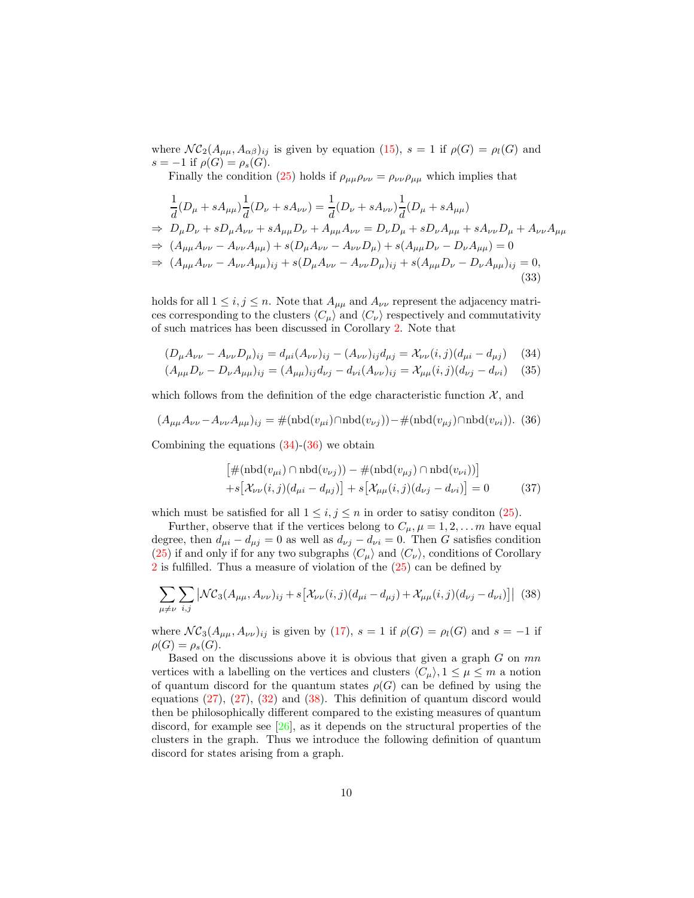where $\mathcal{NC}_2(A_{\mu\mu}, A_{\alpha\beta})_{ij}$ is given by equation (15), $s = 1$ if $\rho(G) = \rho_l(G)$ and $s = -1$ if $\rho(G) = \rho_s(G)$.

Finally the condition (25) holds if $\rho_{\mu\mu}\rho_{\nu\nu} = \rho_{\nu\nu}\rho_{\mu\mu}$ which implies that

$$
\begin{aligned}
& \frac{1}{d}(D_\mu + sA_{\mu\mu})\frac{1}{d}(D_\nu + sA_{\nu\nu}) = \frac{1}{d}(D_\nu + sA_{\nu\nu})\frac{1}{d}(D_\mu + sA_{\mu\mu}) \\
\Rightarrow\ & D_\mu D_\nu + sD_\mu A_{\nu\nu} + sA_{\mu\mu}D_\nu + A_{\mu\mu}A_{\nu\nu} = D_\nu D_\mu + sD_\nu A_{\mu\mu} + sA_{\nu\nu}D_\mu + A_{\nu\nu}A_{\mu\mu} \\
\Rightarrow\ & (A_{\mu\mu}A_{\nu\nu} - A_{\nu\nu}A_{\mu\mu}) + s(D_\mu A_{\nu\nu} - A_{\nu\nu}D_\mu) + s(A_{\mu\mu}D_\nu - D_\nu A_{\mu\mu}) = 0 \\
\Rightarrow\ & (A_{\mu\mu}A_{\nu\nu} - A_{\nu\nu}A_{\mu\mu})_{ij} + s(D_\mu A_{\nu\nu} - A_{\nu\nu}D_\mu)_{ij} + s(A_{\mu\mu}D_\nu - D_\nu A_{\mu\mu})_{ij} = 0,
\end{aligned}
\tag{33}
$$

holds for all $1 \leq i, j \leq n$. Note that $A_{\mu\mu}$ and $A_{\nu\nu}$ represent the adjacency matrices corresponding to the clusters $\langle C_\mu \rangle$ and $\langle C_\nu \rangle$ respectively and commutativity of such matrices has been discussed in Corollary 2. Note that

$$
(D_\mu A_{\nu\nu} - A_{\nu\nu}D_\mu)_{ij} = d_{\mu i}(A_{\nu\nu})_{ij} - (A_{\nu\nu})_{ij}d_{\mu j} = \mathcal{X}_{\nu\nu}(i,j)(d_{\mu i} - d_{\mu j}) \tag{34}
$$

$$
(A_{\mu\mu}D_\nu - D_\nu A_{\mu\mu})_{ij} = (A_{\mu\mu})_{ij}d_{\nu j} - d_{\nu i}(A_{\nu\nu})_{ij} = \mathcal{X}_{\mu\mu}(i,j)(d_{\nu j} - d_{\nu i}) \tag{35}
$$

which follows from the definition of the edge characteristic function $\mathcal{X}$, and

$$
(A_{\mu\mu}A_{\nu\nu} - A_{\nu\nu}A_{\mu\mu})_{ij} = \#(\text{nbd}(v_{\mu i}) \cap \text{nbd}(v_{\nu j})) - \#(\text{nbd}(v_{\mu j}) \cap \text{nbd}(v_{\nu i})). \tag{36}
$$

Combining the equations (34)-(36) we obtain

$$
\begin{aligned}
& \left[\#(\text{nbd}(v_{\mu i}) \cap \text{nbd}(v_{\nu j})) - \#(\text{nbd}(v_{\mu j}) \cap \text{nbd}(v_{\nu i}))\right] \\
& + s\left[\mathcal{X}_{\nu\nu}(i,j)(d_{\mu i} - d_{\mu j})\right] + s\left[\mathcal{X}_{\mu\mu}(i,j)(d_{\nu j} - d_{\nu i})\right] = 0
\end{aligned}
\tag{37}
$$

which must be satisfied for all $1 \leq i, j \leq n$ in order to satisy conditon (25).

Further, observe that if the vertices belong to $C_\mu, \mu = 1, 2, \ldots m$ have equal degree, then $d_{\mu i} - d_{\mu j} = 0$ as well as $d_{\nu j} - d_{\nu i} = 0$. Then $G$ satisfies condition (25) if and only if for any two subgraphs $\langle C_\mu \rangle$ and $\langle C_\nu \rangle$, conditions of Corollary 2 is fulfilled. Thus a measure of violation of the (25) can be defined by

$$
\sum_{\mu \neq \nu} \sum_{i,j} \left| \mathcal{NC}_3(A_{\mu\mu}, A_{\nu\nu})_{ij} + s\left[\mathcal{X}_{\nu\nu}(i,j)(d_{\mu i} - d_{\mu j}) + \mathcal{X}_{\mu\mu}(i,j)(d_{\nu j} - d_{\nu i})\right] \right| \tag{38}
$$

where $\mathcal{NC}_3(A_{\mu\mu}, A_{\nu\nu})_{ij}$ is given by (17), $s = 1$ if $\rho(G) = \rho_l(G)$ and $s = -1$ if $\rho(G) = \rho_s(G)$.

Based on the discussions above it is obvious that given a graph $G$ on $mn$ vertices with a labelling on the vertices and clusters $\langle C_\mu \rangle, 1 \leq \mu \leq m$ a notion of quantum discord for the quantum states $\rho(G)$ can be defined by using the equations (27), (27), (32) and (38). This definition of quantum discord would then be philosophically different compared to the existing measures of quantum discord, for example see [26], as it depends on the structural properties of the clusters in the graph. Thus we introduce the following definition of quantum discord for states arising from a graph.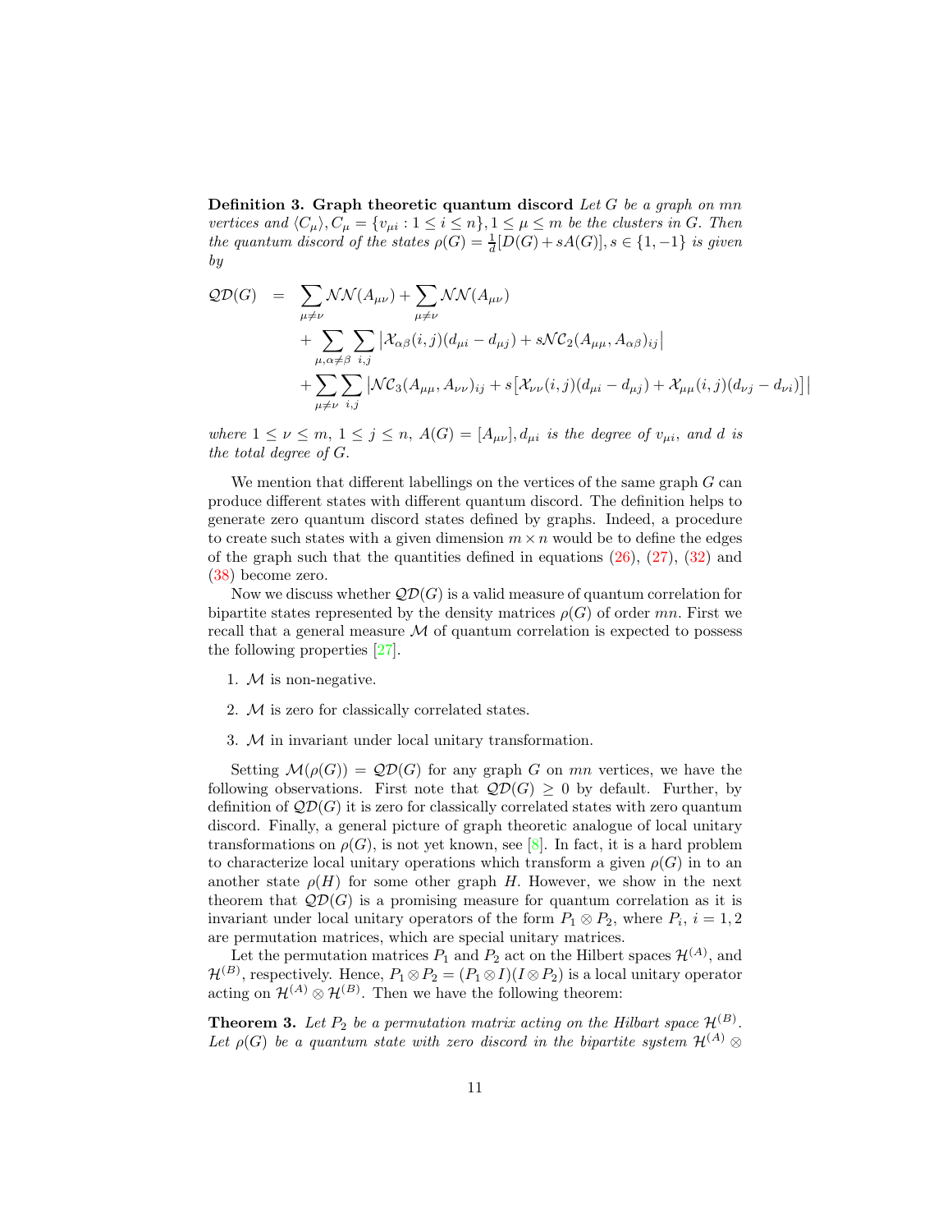**Definition 3. Graph theoretic quantum discord** *Let $G$ be a graph on $mn$ vertices and $\langle C_\mu \rangle, C_\mu = \{v_{\mu i} : 1 \leq i \leq n\}, 1 \leq \mu \leq m$ be the clusters in $G$. Then the quantum discord of the states $\rho(G) = \frac{1}{d}[D(G) + sA(G)], s \in \{1, -1\}$ is given by*

$$
\begin{aligned}
\mathcal{QD}(G) \;\; = \;\; & \sum_{\mu \neq \nu} \mathcal{NN}(A_{\mu\nu}) + \sum_{\mu \neq \nu} \mathcal{NN}(A_{\mu\nu}) \\
& + \sum_{\mu, \alpha \neq \beta} \sum_{i,j} \left| \mathcal{X}_{\alpha\beta}(i,j)(d_{\mu i} - d_{\mu j}) + s\mathcal{NC}_2(A_{\mu\mu}, A_{\alpha\beta})_{ij} \right| \\
& + \sum_{\mu \neq \nu} \sum_{i,j} \left| \mathcal{NC}_3(A_{\mu\mu}, A_{\nu\nu})_{ij} + s\big[\mathcal{X}_{\nu\nu}(i,j)(d_{\mu i} - d_{\mu j}) + \mathcal{X}_{\mu\mu}(i,j)(d_{\nu j} - d_{\nu i})\big] \right|
\end{aligned}
$$

*where $1 \leq \nu \leq m$, $1 \leq j \leq n$, $A(G) = [A_{\mu\nu}], d_{\mu i}$ is the degree of $v_{\mu i}$, and $d$ is the total degree of $G$.*

We mention that different labellings on the vertices of the same graph $G$ can produce different states with different quantum discord. The definition helps to generate zero quantum discord states defined by graphs. Indeed, a procedure to create such states with a given dimension $m \times n$ would be to define the edges of the graph such that the quantities defined in equations (26), (27), (32) and (38) become zero.

Now we discuss whether $\mathcal{QD}(G)$ is a valid measure of quantum correlation for bipartite states represented by the density matrices $\rho(G)$ of order $mn$. First we recall that a general measure $\mathcal{M}$ of quantum correlation is expected to possess the following properties [27].

1. $\mathcal{M}$ is non-negative.
2. $\mathcal{M}$ is zero for classically correlated states.
3. $\mathcal{M}$ in invariant under local unitary transformation.

Setting $\mathcal{M}(\rho(G)) = \mathcal{QD}(G)$ for any graph $G$ on $mn$ vertices, we have the following observations. First note that $\mathcal{QD}(G) \geq 0$ by default. Further, by definition of $\mathcal{QD}(G)$ it is zero for classically correlated states with zero quantum discord. Finally, a general picture of graph theoretic analogue of local unitary transformations on $\rho(G)$, is not yet known, see [8]. In fact, it is a hard problem to characterize local unitary operations which transform a given $\rho(G)$ in to an another state $\rho(H)$ for some other graph $H$. However, we show in the next theorem that $\mathcal{QD}(G)$ is a promising measure for quantum correlation as it is invariant under local unitary operators of the form $P_1 \otimes P_2$, where $P_i$, $i = 1, 2$ are permutation matrices, which are special unitary matrices.

Let the permutation matrices $P_1$ and $P_2$ act on the Hilbert spaces $\mathcal{H}^{(A)}$, and $\mathcal{H}^{(B)}$, respectively. Hence, $P_1 \otimes P_2 = (P_1 \otimes I)(I \otimes P_2)$ is a local unitary operator acting on $\mathcal{H}^{(A)} \otimes \mathcal{H}^{(B)}$. Then we have the following theorem:

**Theorem 3.** *Let $P_2$ be a permutation matrix acting on the Hilbert space $\mathcal{H}^{(B)}$. Let $\rho(G)$ be a quantum state with zero discord in the bipartite system $\mathcal{H}^{(A)} \otimes$*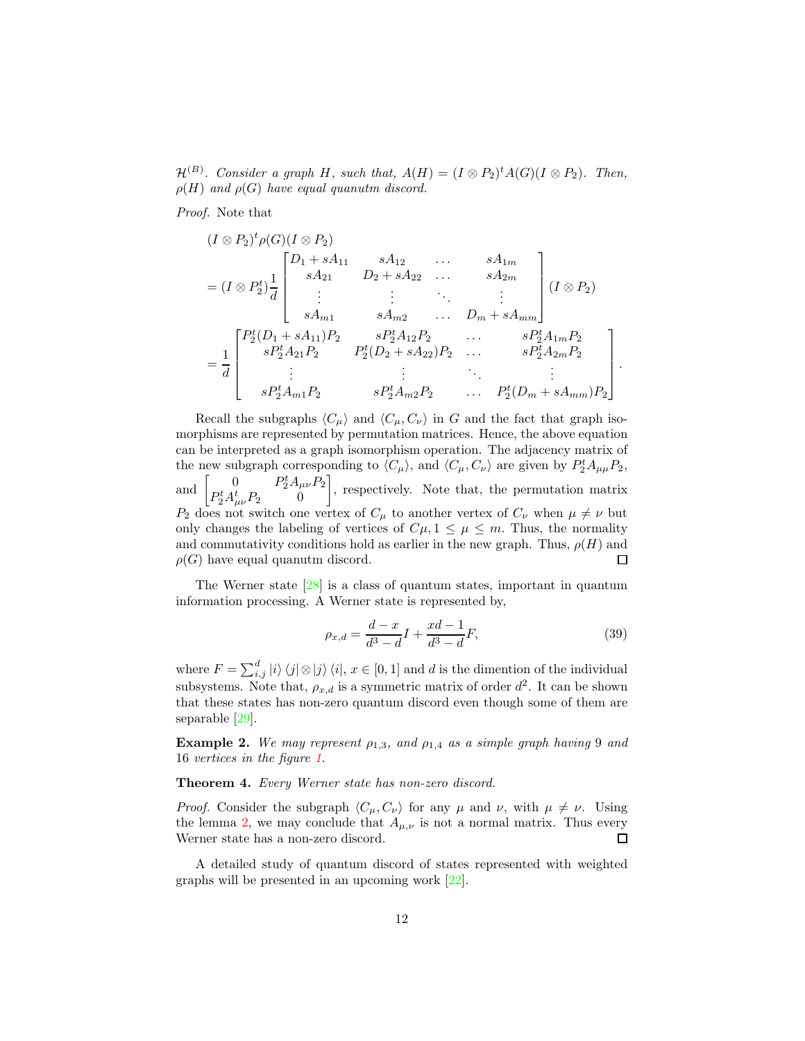$\mathcal{H}^{(B)}$. *Consider a graph $H$, such that, $A(H) = (I \otimes P_2)^t A(G)(I \otimes P_2)$. Then, $\rho(H)$ and $\rho(G)$ have equal quanutm discord.*

*Proof.* Note that

$$
\begin{aligned}
&(I \otimes P_2)^t \rho(G)(I \otimes P_2) \\
&= (I \otimes P_2^t)\frac{1}{d}\begin{bmatrix} D_1 + sA_{11} & sA_{12} & \dots & sA_{1m} \\ sA_{21} & D_2 + sA_{22} & \dots & sA_{2m} \\ \vdots & \vdots & \ddots & \vdots \\ sA_{m1} & sA_{m2} & \dots & D_m + sA_{mm} \end{bmatrix}(I \otimes P_2) \\
&= \frac{1}{d}\begin{bmatrix} P_2^t(D_1 + sA_{11})P_2 & sP_2^t A_{12} P_2 & \dots & sP_2^t A_{1m} P_2 \\ sP_2^t A_{21} P_2 & P_2^t(D_2 + sA_{22})P_2 & \dots & sP_2^t A_{2m} P_2 \\ \vdots & \vdots & \ddots & \vdots \\ sP_2^t A_{m1} P_2 & sP_2^t A_{m2} P_2 & \dots & P_2^t(D_m + sA_{mm})P_2 \end{bmatrix}.
\end{aligned}
$$

Recall the subgraphs $\langle C_\mu \rangle$ and $\langle C_\mu, C_\nu \rangle$ in $G$ and the fact that graph isomorphisms are represented by permutation matrices. Hence, the above equation can be interpreted as a graph isomorphism operation. The adjacency matrix of the new subgraph corresponding to $\langle C_\mu \rangle$, and $\langle C_\mu, C_\nu \rangle$ are given by $P_2^t A_{\mu\mu} P_2$, and $\begin{bmatrix} 0 & P_2^t A_{\mu\nu} P_2 \\ P_2^t A_{\mu\nu}^t P_2 & 0 \end{bmatrix}$, respectively. Note that, the permutation matrix $P_2$ does not switch one vertex of $C_\mu$ to another vertex of $C_\nu$ when $\mu \neq \nu$ but only changes the labeling of vertices of $C\mu, 1 \leq \mu \leq m$. Thus, the normality and commutativity conditions hold as earlier in the new graph. Thus, $\rho(H)$ and $\rho(G)$ have equal quanutm discord. ◻

The Werner state [28] is a class of quantum states, important in quantum information processing. A Werner state is represented by,

$$
\rho_{x,d} = \frac{d - x}{d^3 - d} I + \frac{xd - 1}{d^3 - d} F, \tag{39}
$$

where $F = \sum_{i,j}^{d} |i\rangle\langle j| \otimes |j\rangle\langle i|$, $x \in [0, 1]$ and $d$ is the dimention of the individual subsystems. Note that, $\rho_{x,d}$ is a symmetric matrix of order $d^2$. It can be shown that these states has non-zero quantum discord even though some of them are separable [29].

**Example 2.** *We may represent $\rho_{1,3}$, and $\rho_{1,4}$ as a simple graph having 9 and 16 vertices in the figure 1.*

**Theorem 4.** *Every Werner state has non-zero discord.*

*Proof.* Consider the subgraph $\langle C_\mu, C_\nu \rangle$ for any $\mu$ and $\nu$, with $\mu \neq \nu$. Using the lemma 2, we may conclude that $A_{\mu,\nu}$ is not a normal matrix. Thus every Werner state has a non-zero discord. ◻

A detailed study of quantum discord of states represented with weighted graphs will be presented in an upcoming work [22].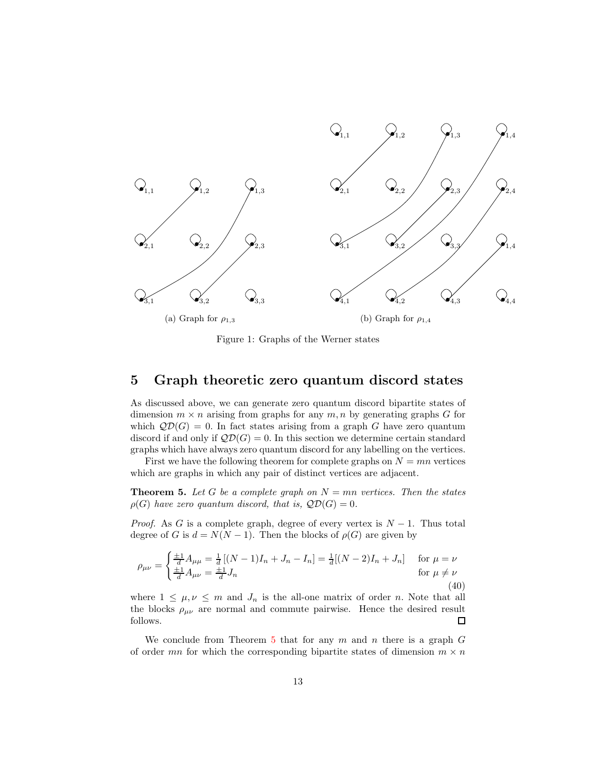(a) Graph for $\rho_{1,3}$

(b) Graph for $\rho_{1,4}$

Figure 1: Graphs of the Werner states

## 5 Graph theoretic zero quantum discord states

As discussed above, we can generate zero quantum discord bipartite states of dimension $m \times n$ arising from graphs for any $m, n$ by generating graphs $G$ for which $\mathcal{QD}(G) = 0$. In fact states arising from a graph $G$ have zero quantum discord if and only if $\mathcal{QD}(G) = 0$. In this section we determine certain standard graphs which have always zero quantum discord for any labelling on the vertices.

First we have the following theorem for complete graphs on $N = mn$ vertices which are graphs in which any pair of distinct vertices are adjacent.

**Theorem 5.** *Let $G$ be a complete graph on $N = mn$ vertices. Then the states $\rho(G)$ have zero quantum discord, that is, $\mathcal{QD}(G) = 0$.*

*Proof.* As $G$ is a complete graph, degree of every vertex is $N - 1$. Thus total degree of $G$ is $d = N(N-1)$. Then the blocks of $\rho(G)$ are given by

$$\rho_{\mu\nu} = \begin{cases} \frac{\pm 1}{d} A_{\mu\mu} = \frac{1}{d}\left[(N-1)I_n + J_n - I_n\right] = \frac{1}{d}[(N-2)I_n + J_n] & \text{for } \mu = \nu \\ \frac{\pm 1}{d} A_{\mu\nu} = \frac{\pm 1}{d} J_n & \text{for } \mu \neq \nu \end{cases} \tag{40}$$

where $1 \leq \mu, \nu \leq m$ and $J_n$ is the all-one matrix of order $n$. Note that all the blocks $\rho_{\mu\nu}$ are normal and commute pairwise. Hence the desired result follows. $\square$

We conclude from Theorem 5 that for any $m$ and $n$ there is a graph $G$ of order $mn$ for which the corresponding bipartite states of dimension $m \times n$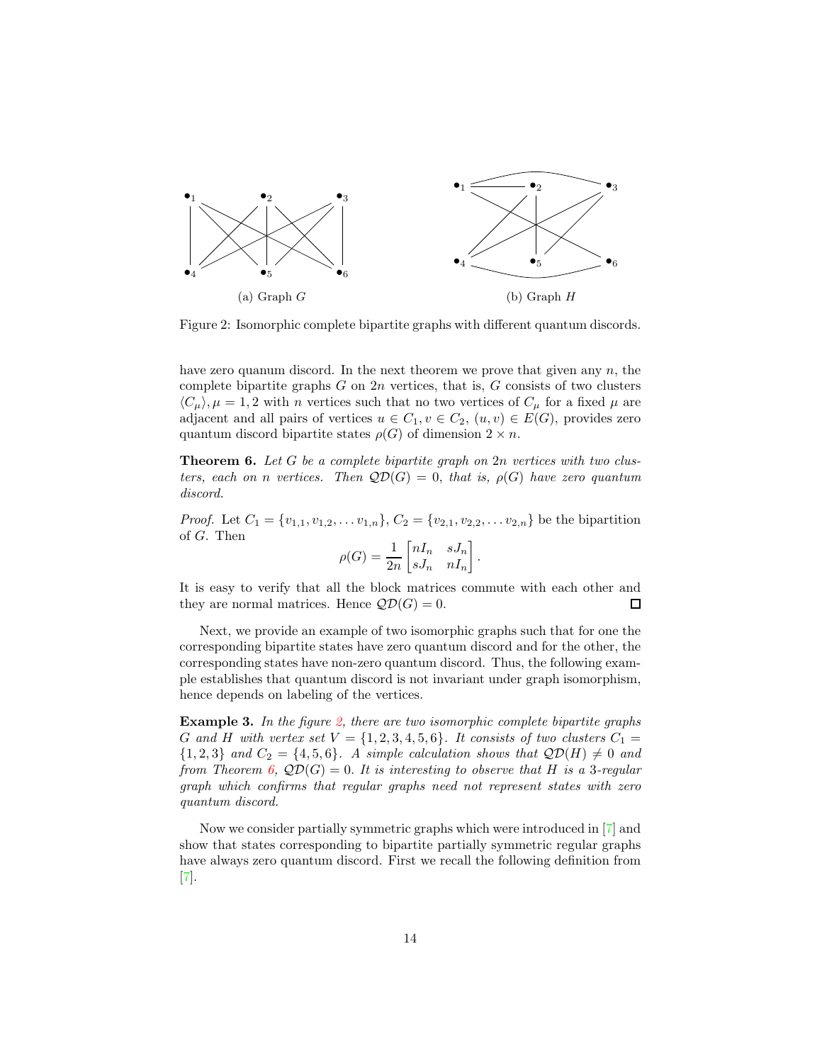(a) Graph $G$

(b) Graph $H$

Figure 2: Isomorphic complete bipartite graphs with different quantum discords.

have zero quanum discord. In the next theorem we prove that given any $n$, the complete bipartite graphs $G$ on $2n$ vertices, that is, $G$ consists of two clusters $\langle C_\mu \rangle, \mu = 1, 2$ with $n$ vertices such that no two vertices of $C_\mu$ for a fixed $\mu$ are adjacent and all pairs of vertices $u \in C_1, v \in C_2$, $(u, v) \in E(G)$, provides zero quantum discord bipartite states $\rho(G)$ of dimension $2 \times n$.

**Theorem 6.** *Let $G$ be a complete bipartite graph on $2n$ vertices with two clusters, each on $n$ vertices. Then $\mathcal{QD}(G) = 0$, that is, $\rho(G)$ have zero quantum discord.*

*Proof.* Let $C_1 = \{v_{1,1}, v_{1,2}, \ldots v_{1,n}\}$, $C_2 = \{v_{2,1}, v_{2,2}, \ldots v_{2,n}\}$ be the bipartition of $G$. Then

$$\rho(G) = \frac{1}{2n} \begin{bmatrix} nI_n & sJ_n \\ sJ_n & nI_n \end{bmatrix}.$$

It is easy to verify that all the block matrices commute with each other and they are normal matrices. Hence $\mathcal{QD}(G) = 0$. □

Next, we provide an example of two isomorphic graphs such that for one the corresponding bipartite states have zero quantum discord and for the other, the corresponding states have non-zero quantum discord. Thus, the following example establishes that quantum discord is not invariant under graph isomorphism, hence depends on labeling of the vertices.

**Example 3.** *In the figure 2, there are two isomorphic complete bipartite graphs $G$ and $H$ with vertex set $V = \{1, 2, 3, 4, 5, 6\}$. It consists of two clusters $C_1 = \{1, 2, 3\}$ and $C_2 = \{4, 5, 6\}$. A simple calculation shows that $\mathcal{QD}(H) \neq 0$ and from Theorem 6, $\mathcal{QD}(G) = 0$. It is interesting to observe that $H$ is a 3-regular graph which confirms that regular graphs need not represent states with zero quantum discord.*

Now we consider partially symmetric graphs which were introduced in [7] and show that states corresponding to bipartite partially symmetric regular graphs have always zero quantum discord. First we recall the following definition from [7].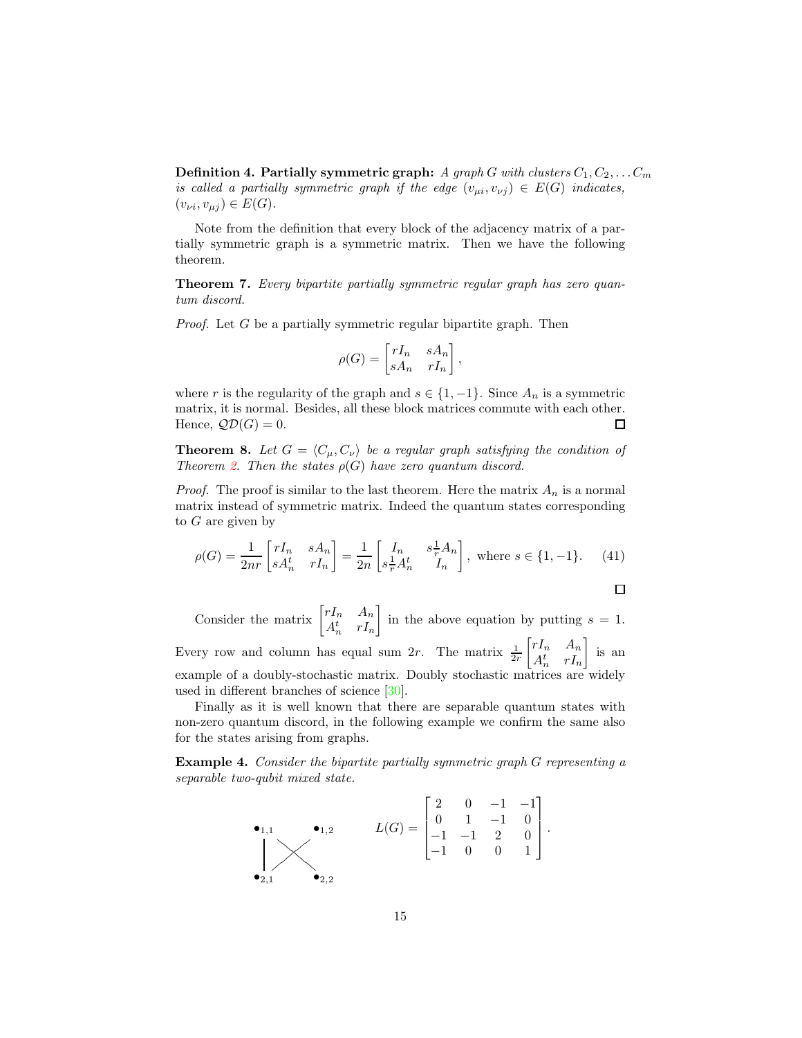**Definition 4. Partially symmetric graph:** *A graph $G$ with clusters $C_1, C_2, \ldots C_m$ is called a partially symmetric graph if the edge $(v_{\mu i}, v_{\nu j}) \in E(G)$ indicates, $(v_{\nu i}, v_{\mu j}) \in E(G)$.*

Note from the definition that every block of the adjacency matrix of a partially symmetric graph is a symmetric matrix. Then we have the following theorem.

**Theorem 7.** *Every bipartite partially symmetric regular graph has zero quantum discord.*

*Proof.* Let $G$ be a partially symmetric regular bipartite graph. Then

$$\rho(G) = \begin{bmatrix} rI_n & sA_n \\ sA_n & rI_n \end{bmatrix},$$

where $r$ is the regularity of the graph and $s \in \{1, -1\}$. Since $A_n$ is a symmetric matrix, it is normal. Besides, all these block matrices commute with each other. Hence, $\mathcal{QD}(G) = 0$. □

**Theorem 8.** *Let $G = \langle C_\mu, C_\nu \rangle$ be a regular graph satisfying the condition of Theorem 2. Then the states $\rho(G)$ have zero quantum discord.*

*Proof.* The proof is similar to the last theorem. Here the matrix $A_n$ is a normal matrix instead of symmetric matrix. Indeed the quantum states corresponding to $G$ are given by

$$\rho(G) = \frac{1}{2nr} \begin{bmatrix} rI_n & sA_n \\ sA_n^t & rI_n \end{bmatrix} = \frac{1}{2n} \begin{bmatrix} I_n & s\frac{1}{r}A_n \\ s\frac{1}{r}A_n^t & I_n \end{bmatrix}, \text{ where } s \in \{1, -1\}. \tag{41}$$

□

Consider the matrix $\begin{bmatrix} rI_n & A_n \\ A_n^t & rI_n \end{bmatrix}$ in the above equation by putting $s = 1$. Every row and column has equal sum $2r$. The matrix $\frac{1}{2r}\begin{bmatrix} rI_n & A_n \\ A_n^t & rI_n \end{bmatrix}$ is an example of a doubly-stochastic matrix. Doubly stochastic matrices are widely used in different branches of science [30].

Finally as it is well known that there are separable quantum states with non-zero quantum discord, in the following example we confirm the same also for the states arising from graphs.

**Example 4.** *Consider the bipartite partially symmetric graph $G$ representing a separable two-qubit mixed state.*

$$L(G) = \begin{bmatrix} 2 & 0 & -1 & -1 \\ 0 & 1 & -1 & 0 \\ -1 & -1 & 2 & 0 \\ -1 & 0 & 0 & 1 \end{bmatrix}.$$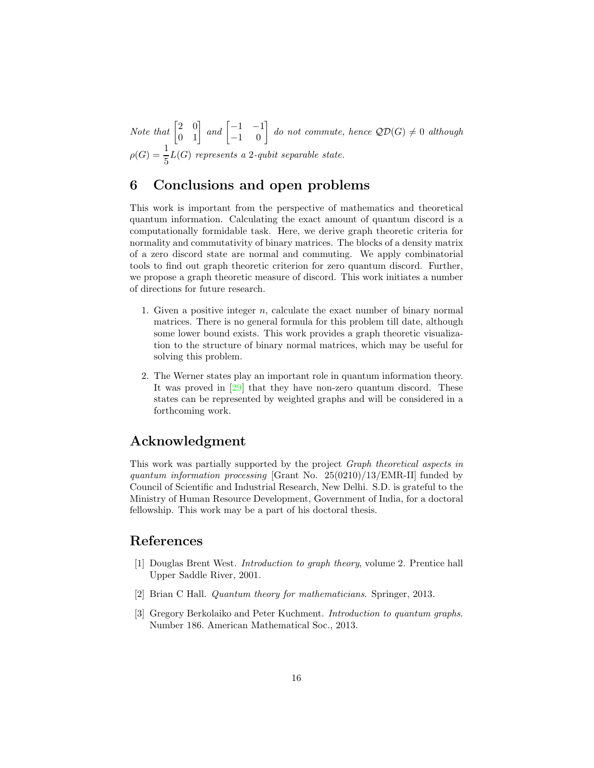*Note that* $\begin{bmatrix} 2 & 0 \\ 0 & 1 \end{bmatrix}$ *and* $\begin{bmatrix} -1 & -1 \\ -1 & 0 \end{bmatrix}$ *do not commute, hence* $\mathcal{QD}(G) \neq 0$ *although* $\rho(G) = \frac{1}{5}L(G)$ *represents a 2-qubit separable state.*

## 6 Conclusions and open problems

This work is important from the perspective of mathematics and theoretical quantum information. Calculating the exact amount of quantum discord is a computationally formidable task. Here, we derive graph theoretic criteria for normality and commutativity of binary matrices. The blocks of a density matrix of a zero discord state are normal and commuting. We apply combinatorial tools to find out graph theoretic criterion for zero quantum discord. Further, we propose a graph theoretic measure of discord. This work initiates a number of directions for future research.

1. Given a positive integer $n$, calculate the exact number of binary normal matrices. There is no general formula for this problem till date, although some lower bound exists. This work provides a graph theoretic visualization to the structure of binary normal matrices, which may be useful for solving this problem.
2. The Werner states play an important role in quantum information theory. It was proved in [29] that they have non-zero quantum discord. These states can be represented by weighted graphs and will be considered in a forthcoming work.

## Acknowledgment

This work was partially supported by the project *Graph theoretical aspects in quantum information processing* [Grant No. 25(0210)/13/EMR-II] funded by Council of Scientific and Industrial Research, New Delhi. S.D. is grateful to the Ministry of Human Resource Development, Government of India, for a doctoral fellowship. This work may be a part of his doctoral thesis.

## References

[1] Douglas Brent West. *Introduction to graph theory*, volume 2. Prentice hall Upper Saddle River, 2001.

[2] Brian C Hall. *Quantum theory for mathematicians*. Springer, 2013.

[3] Gregory Berkolaiko and Peter Kuchment. *Introduction to quantum graphs*. Number 186. American Mathematical Soc., 2013.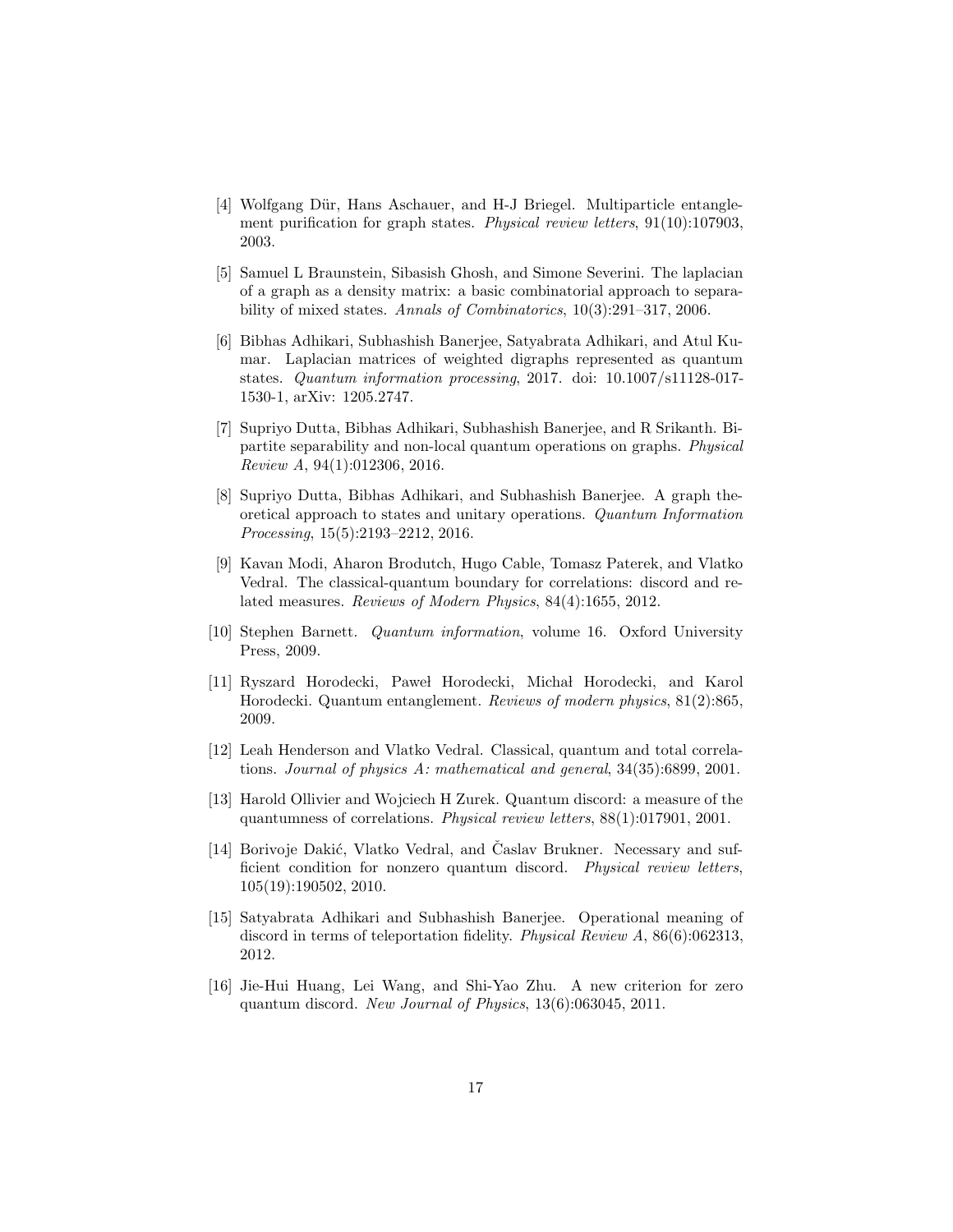[4] Wolfgang Dür, Hans Aschauer, and H-J Briegel. Multiparticle entanglement purification for graph states. *Physical review letters*, 91(10):107903, 2003.

[5] Samuel L Braunstein, Sibasish Ghosh, and Simone Severini. The laplacian of a graph as a density matrix: a basic combinatorial approach to separability of mixed states. *Annals of Combinatorics*, 10(3):291–317, 2006.

[6] Bibhas Adhikari, Subhashish Banerjee, Satyabrata Adhikari, and Atul Kumar. Laplacian matrices of weighted digraphs represented as quantum states. *Quantum information processing*, 2017. doi: 10.1007/s11128-017-1530-1, arXiv: 1205.2747.

[7] Supriyo Dutta, Bibhas Adhikari, Subhashish Banerjee, and R Srikanth. Bipartite separability and non-local quantum operations on graphs. *Physical Review A*, 94(1):012306, 2016.

[8] Supriyo Dutta, Bibhas Adhikari, and Subhashish Banerjee. A graph theoretical approach to states and unitary operations. *Quantum Information Processing*, 15(5):2193–2212, 2016.

[9] Kavan Modi, Aharon Brodutch, Hugo Cable, Tomasz Paterek, and Vlatko Vedral. The classical-quantum boundary for correlations: discord and related measures. *Reviews of Modern Physics*, 84(4):1655, 2012.

[10] Stephen Barnett. *Quantum information*, volume 16. Oxford University Press, 2009.

[11] Ryszard Horodecki, Paweł Horodecki, Michał Horodecki, and Karol Horodecki. Quantum entanglement. *Reviews of modern physics*, 81(2):865, 2009.

[12] Leah Henderson and Vlatko Vedral. Classical, quantum and total correlations. *Journal of physics A: mathematical and general*, 34(35):6899, 2001.

[13] Harold Ollivier and Wojciech H Zurek. Quantum discord: a measure of the quantumness of correlations. *Physical review letters*, 88(1):017901, 2001.

[14] Borivoje Dakić, Vlatko Vedral, and Časlav Brukner. Necessary and sufficient condition for nonzero quantum discord. *Physical review letters*, 105(19):190502, 2010.

[15] Satyabrata Adhikari and Subhashish Banerjee. Operational meaning of discord in terms of teleportation fidelity. *Physical Review A*, 86(6):062313, 2012.

[16] Jie-Hui Huang, Lei Wang, and Shi-Yao Zhu. A new criterion for zero quantum discord. *New Journal of Physics*, 13(6):063045, 2011.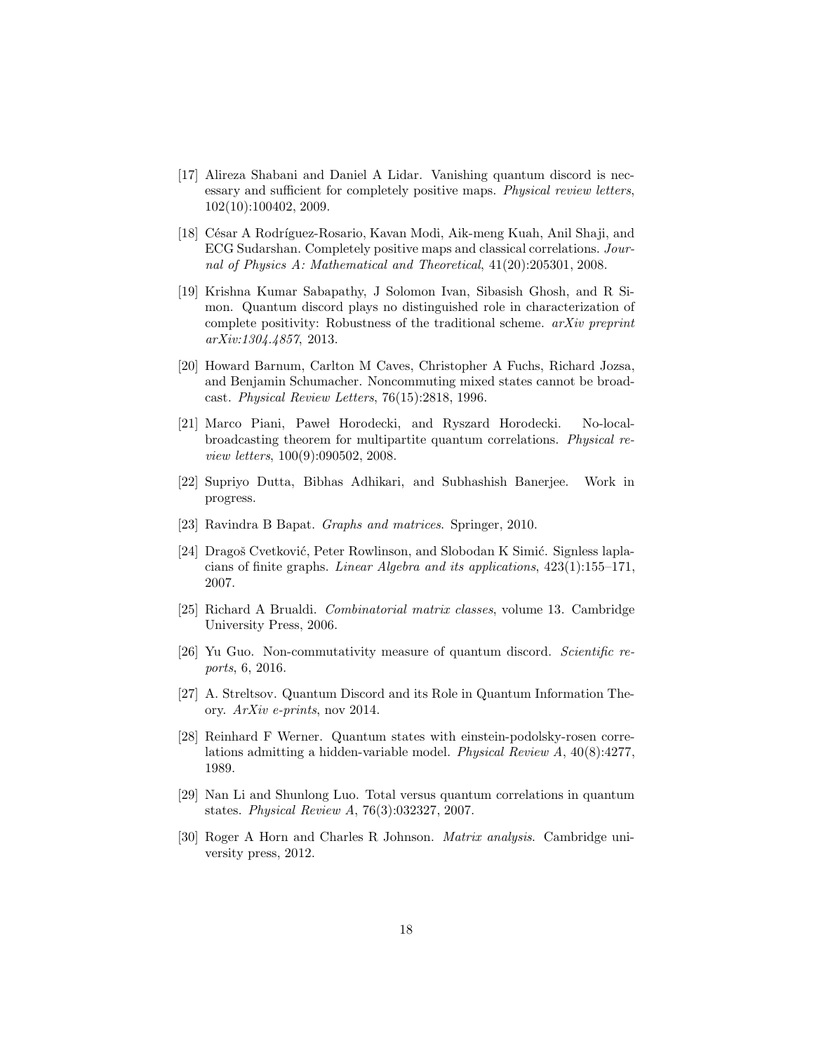[17] Alireza Shabani and Daniel A Lidar. Vanishing quantum discord is necessary and sufficient for completely positive maps. *Physical review letters*, 102(10):100402, 2009.

[18] César A Rodríguez-Rosario, Kavan Modi, Aik-meng Kuah, Anil Shaji, and ECG Sudarshan. Completely positive maps and classical correlations. *Journal of Physics A: Mathematical and Theoretical*, 41(20):205301, 2008.

[19] Krishna Kumar Sabapathy, J Solomon Ivan, Sibasish Ghosh, and R Simon. Quantum discord plays no distinguished role in characterization of complete positivity: Robustness of the traditional scheme. *arXiv preprint arXiv:1304.4857*, 2013.

[20] Howard Barnum, Carlton M Caves, Christopher A Fuchs, Richard Jozsa, and Benjamin Schumacher. Noncommuting mixed states cannot be broadcast. *Physical Review Letters*, 76(15):2818, 1996.

[21] Marco Piani, Paweł Horodecki, and Ryszard Horodecki. No-local-broadcasting theorem for multipartite quantum correlations. *Physical review letters*, 100(9):090502, 2008.

[22] Supriyo Dutta, Bibhas Adhikari, and Subhashish Banerjee. Work in progress.

[23] Ravindra B Bapat. *Graphs and matrices*. Springer, 2010.

[24] Dragoš Cvetković, Peter Rowlinson, and Slobodan K Simić. Signless laplacians of finite graphs. *Linear Algebra and its applications*, 423(1):155–171, 2007.

[25] Richard A Brualdi. *Combinatorial matrix classes*, volume 13. Cambridge University Press, 2006.

[26] Yu Guo. Non-commutativity measure of quantum discord. *Scientific reports*, 6, 2016.

[27] A. Streltsov. Quantum Discord and its Role in Quantum Information Theory. *ArXiv e-prints*, nov 2014.

[28] Reinhard F Werner. Quantum states with einstein-podolsky-rosen correlations admitting a hidden-variable model. *Physical Review A*, 40(8):4277, 1989.

[29] Nan Li and Shunlong Luo. Total versus quantum correlations in quantum states. *Physical Review A*, 76(3):032327, 2007.

[30] Roger A Horn and Charles R Johnson. *Matrix analysis*. Cambridge university press, 2012.